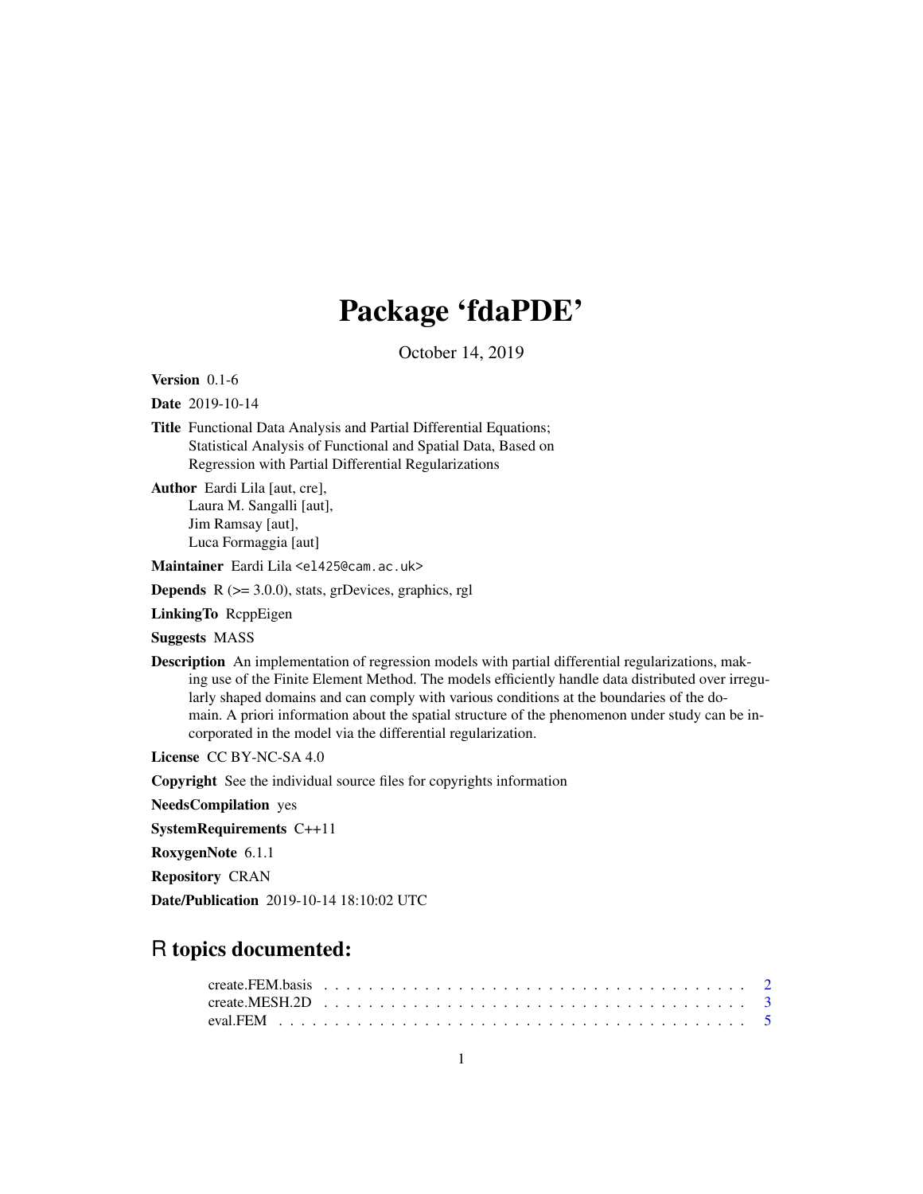# Package 'fdaPDE'

October 14, 2019

**Version** 0.1-6

**Date** 2019-10-14

**Title** Functional Data Analysis and Partial Differential Equations; Statistical Analysis of Functional and Spatial Data, Based on Regression with Partial Differential Regularizations

**Author** Eardi Lila [aut, cre], Laura M. Sangalli [aut], Jim Ramsay [aut], Luca Formaggia [aut]

**Maintainer** Eardi Lila <el425@cam.ac.uk>

**Depends** R (>= 3.0.0), stats, grDevices, graphics, rgl

**LinkingTo** RcppEigen

**Suggests** MASS

**Description** An implementation of regression models with partial differential regularizations, making use of the Finite Element Method. The models efficiently handle data distributed over irregularly shaped domains and can comply with various conditions at the boundaries of the domain. A priori information about the spatial structure of the phenomenon under study can be incorporated in the model via the differential regularization.

**License** CC BY-NC-SA 4.0

**Copyright** See the individual source files for copyrights information

**NeedsCompilation** yes

**SystemRequirements** C++11

**RoxygenNote** 6.1.1

**Repository** CRAN

**Date/Publication** 2019-10-14 18:10:02 UTC

## R topics documented:

create.FEM.basis . . . . . . . . . . . . . . . . . . . . . . . . . . . . . . . . . . . . . . 2
create.MESH.2D . . . . . . . . . . . . . . . . . . . . . . . . . . . . . . . . . . . . . . 3
eval.FEM . . . . . . . . . . . . . . . . . . . . . . . . . . . . . . . . . . . . . . . . . . 5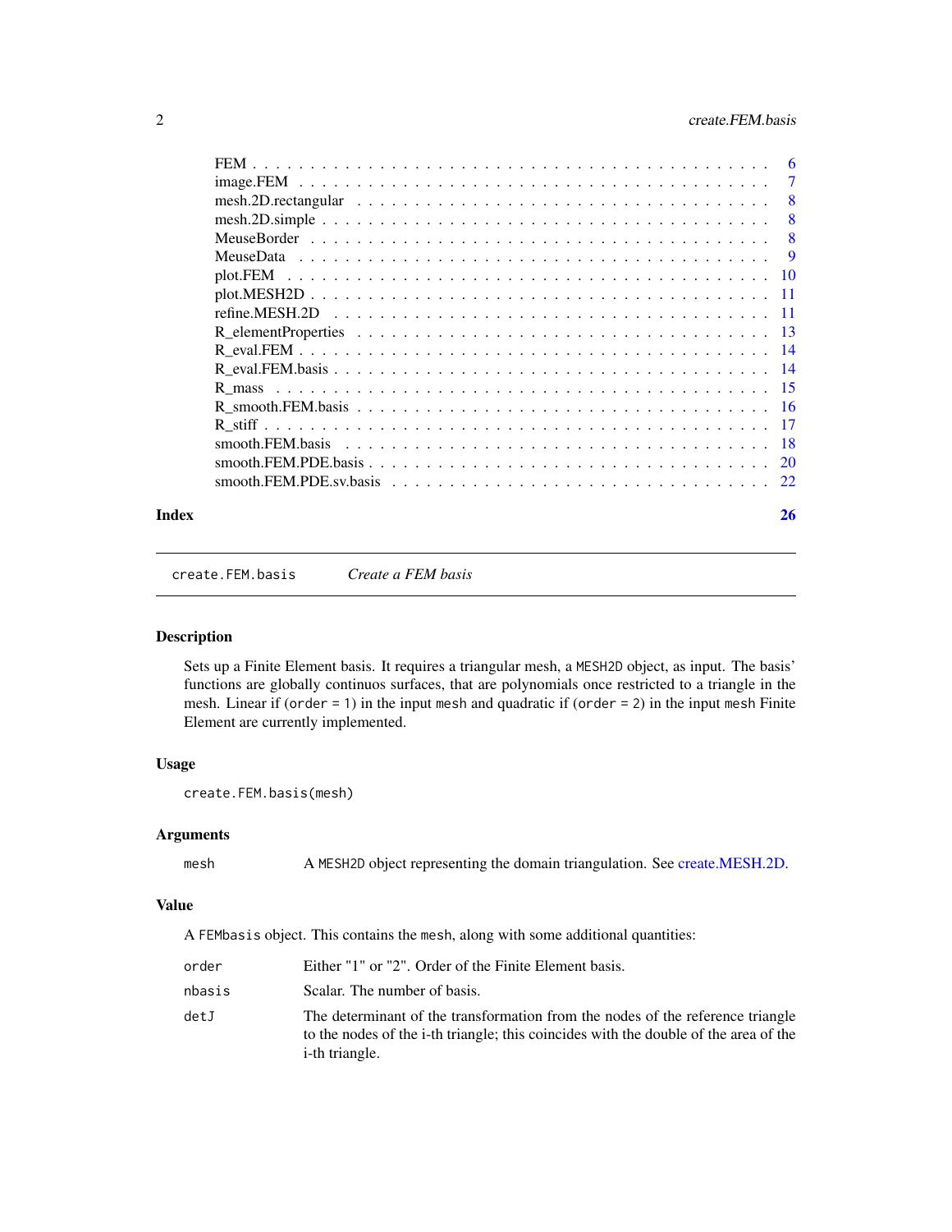| | |
|---|---|
| FEM | 6 |
| image.FEM | 7 |
| mesh.2D.rectangular | 8 |
| mesh.2D.simple | 8 |
| MeuseBorder | 8 |
| MeuseData | 9 |
| plot.FEM | 10 |
| plot.MESH2D | 11 |
| refine.MESH.2D | 11 |
| R_elementProperties | 13 |
| R_eval.FEM | 14 |
| R_eval.FEM.basis | 14 |
| R_mass | 15 |
| R_smooth.FEM.basis | 16 |
| R_stiff | 17 |
| smooth.FEM.basis | 18 |
| smooth.FEM.PDE.basis | 20 |
| smooth.FEM.PDE.sv.basis | 22 |

**Index** **26**

---

`create.FEM.basis` *Create a FEM basis*

---

### Description

Sets up a Finite Element basis. It requires a triangular mesh, a `MESH2D` object, as input. The basis' functions are globally continuos surfaces, that are polynomials once restricted to a triangle in the mesh. Linear if (`order = 1`) in the input `mesh` and quadratic if (`order = 2`) in the input `mesh` Finite Element are currently implemented.

### Usage

```
create.FEM.basis(mesh)
```

### Arguments

| | |
|---|---|
| `mesh` | A `MESH2D` object representing the domain triangulation. See create.MESH.2D. |

### Value

A `FEMbasis` object. This contains the `mesh`, along with some additional quantities:

| | |
|---|---|
| `order` | Either "1" or "2". Order of the Finite Element basis. |
| `nbasis` | Scalar. The number of basis. |
| `detJ` | The determinant of the transformation from the nodes of the reference triangle to the nodes of the i-th triangle; this coincides with the double of the area of the i-th triangle. |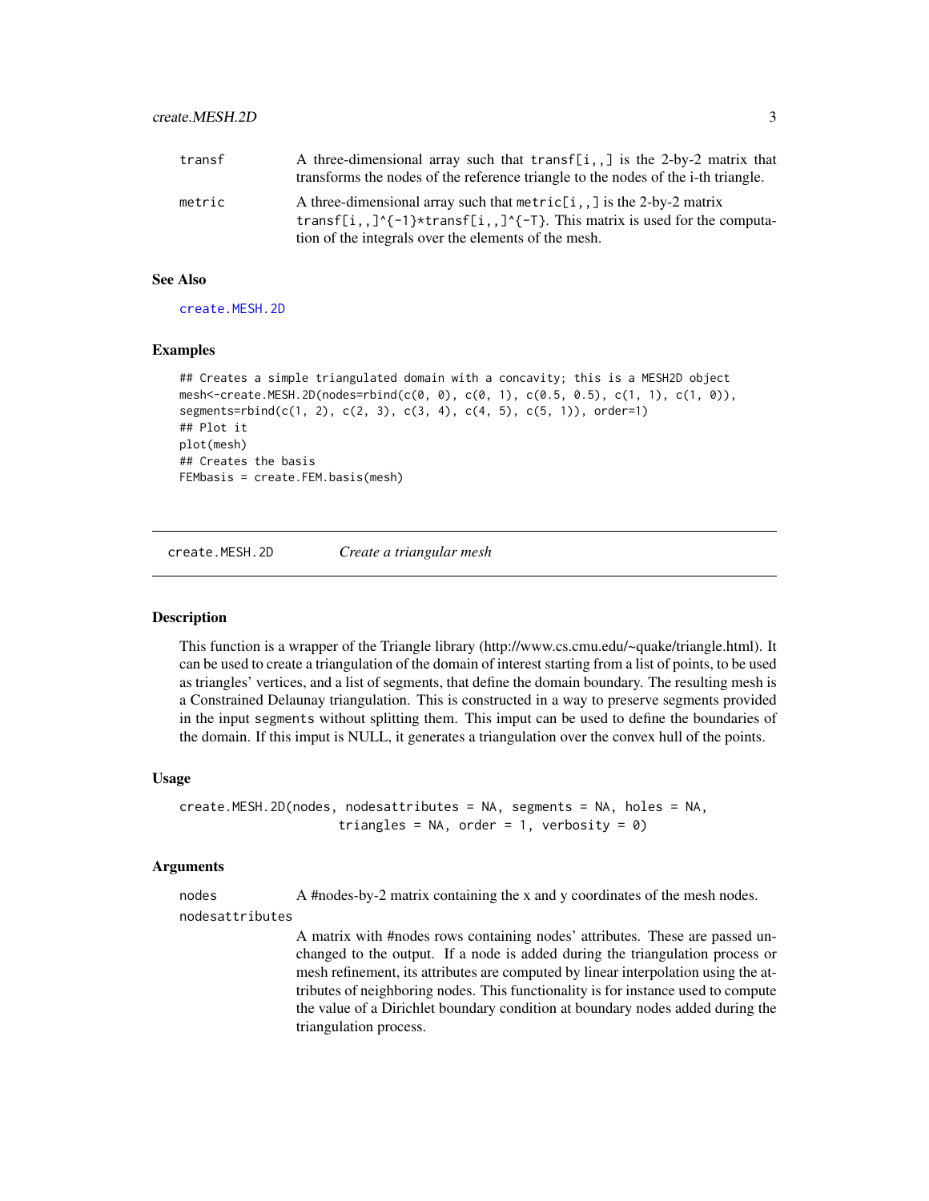| | |
|---|---|
| transf | A three-dimensional array such that transf[i,,] is the 2-by-2 matrix that transforms the nodes of the reference triangle to the nodes of the i-th triangle. |
| metric | A three-dimensional array such that metric[i,,] is the 2-by-2 matrix transf[i,,]^{-1}*transf[i,,]^{-T}. This matrix is used for the computation of the integrals over the elements of the mesh. |

### See Also

create.MESH.2D

### Examples

```
## Creates a simple triangulated domain with a concavity; this is a MESH2D object
mesh<-create.MESH.2D(nodes=rbind(c(0, 0), c(0, 1), c(0.5, 0.5), c(1, 1), c(1, 0)),
segments=rbind(c(1, 2), c(2, 3), c(3, 4), c(4, 5), c(5, 1)), order=1)
## Plot it
plot(mesh)
## Creates the basis
FEMbasis = create.FEM.basis(mesh)
```

---

## create.MESH.2D *Create a triangular mesh*

### Description

This function is a wrapper of the Triangle library (http://www.cs.cmu.edu/~quake/triangle.html). It can be used to create a triangulation of the domain of interest starting from a list of points, to be used as triangles' vertices, and a list of segments, that define the domain boundary. The resulting mesh is a Constrained Delaunay triangulation. This is constructed in a way to preserve segments provided in the input segments without splitting them. This imput can be used to define the boundaries of the domain. If this imput is NULL, it generates a triangulation over the convex hull of the points.

### Usage

```
create.MESH.2D(nodes, nodesattributes = NA, segments = NA, holes = NA,
                    triangles = NA, order = 1, verbosity = 0)
```

### Arguments

| | |
|---|---|
| nodes | A #nodes-by-2 matrix containing the x and y coordinates of the mesh nodes. |
| nodesattributes | A matrix with #nodes rows containing nodes' attributes. These are passed unchanged to the output. If a node is added during the triangulation process or mesh refinement, its attributes are computed by linear interpolation using the attributes of neighboring nodes. This functionality is for instance used to compute the value of a Dirichlet boundary condition at boundary nodes added during the triangulation process. |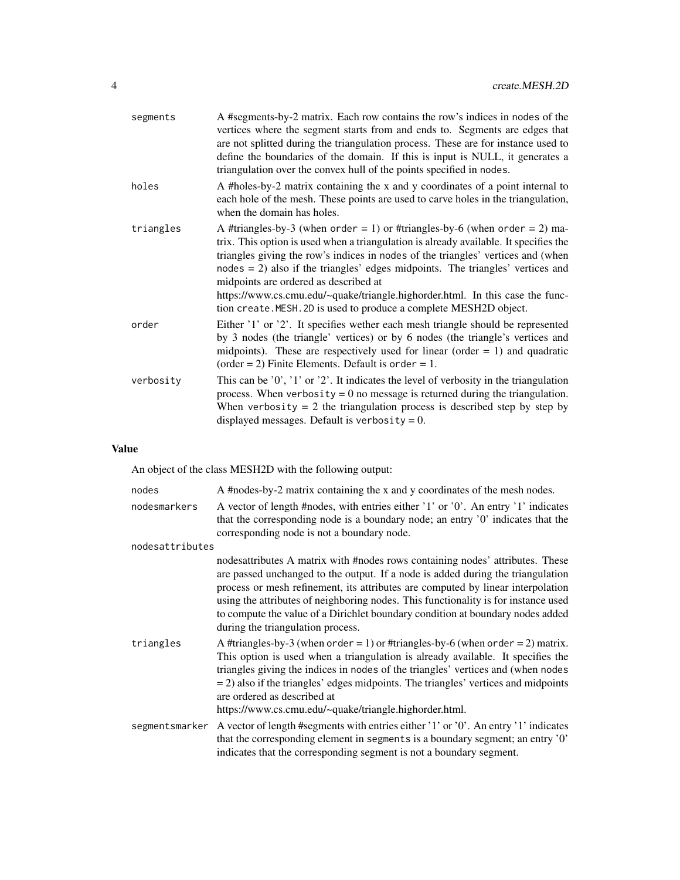segments
: A #segments-by-2 matrix. Each row contains the row's indices in `nodes` of the vertices where the segment starts from and ends to. Segments are edges that are not splitted during the triangulation process. These are for instance used to define the boundaries of the domain. If this is input is NULL, it generates a triangulation over the convex hull of the points specified in `nodes`.

holes
: A #holes-by-2 matrix containing the x and y coordinates of a point internal to each hole of the mesh. These points are used to carve holes in the triangulation, when the domain has holes.

triangles
: A #triangles-by-3 (when `order` = 1) or #triangles-by-6 (when `order` = 2) matrix. This option is used when a triangulation is already available. It specifies the triangles giving the row's indices in `nodes` of the triangles' vertices and (when `nodes` = 2) also if the triangles' edges midpoints. The triangles' vertices and midpoints are ordered as described at https://www.cs.cmu.edu/~quake/triangle.highorder.html. In this case the function `create.MESH.2D` is used to produce a complete MESH2D object.

order
: Either '1' or '2'. It specifies wether each mesh triangle should be represented by 3 nodes (the triangle' vertices) or by 6 nodes (the triangle's vertices and midpoints). These are respectively used for linear (order = 1) and quadratic (order = 2) Finite Elements. Default is `order` = 1.

verbosity
: This can be '0', '1' or '2'. It indicates the level of verbosity in the triangulation process. When `verbosity` = 0 no message is returned during the triangulation. When `verbosity` = 2 the triangulation process is described step by step by displayed messages. Default is `verbosity` = 0.

## Value

An object of the class MESH2D with the following output:

nodes
: A #nodes-by-2 matrix containing the x and y coordinates of the mesh nodes.

nodesmarkers
: A vector of length #nodes, with entries either '1' or '0'. An entry '1' indicates that the corresponding node is a boundary node; an entry '0' indicates that the corresponding node is not a boundary node.

nodesattributes
: nodesattributes A matrix with #nodes rows containing nodes' attributes. These are passed unchanged to the output. If a node is added during the triangulation process or mesh refinement, its attributes are computed by linear interpolation using the attributes of neighboring nodes. This functionality is for instance used to compute the value of a Dirichlet boundary condition at boundary nodes added during the triangulation process.

triangles
: A #triangles-by-3 (when `order` = 1) or #triangles-by-6 (when `order` = 2) matrix. This option is used when a triangulation is already available. It specifies the triangles giving the indices in `nodes` of the triangles' vertices and (when `nodes` = 2) also if the triangles' edges midpoints. The triangles' vertices and midpoints are ordered as described at https://www.cs.cmu.edu/~quake/triangle.highorder.html.

segmentsmarker
: A vector of length #segments with entries either '1' or '0'. An entry '1' indicates that the corresponding element in `segments` is a boundary segment; an entry '0' indicates that the corresponding segment is not a boundary segment.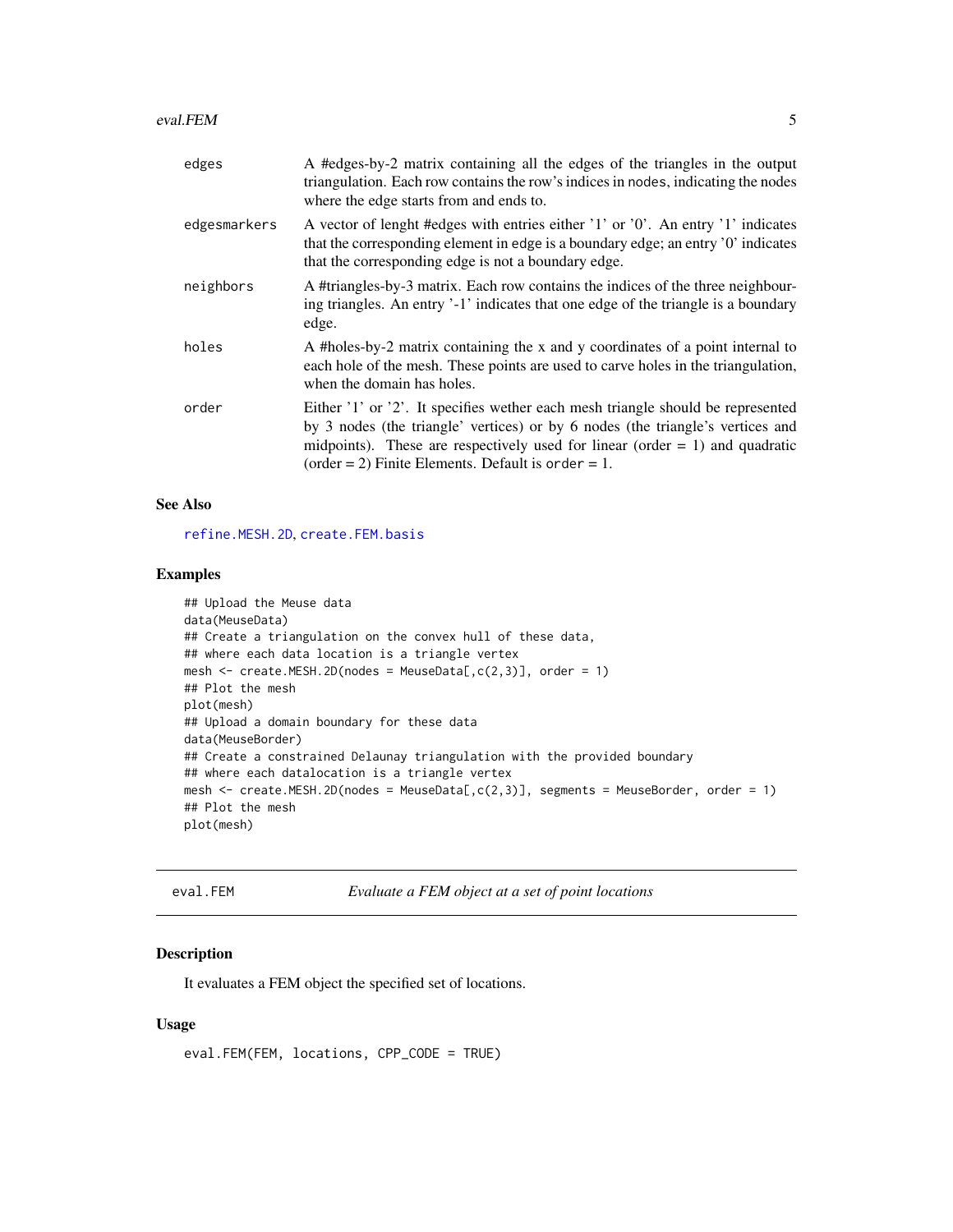| | |
|---|---|
| edges | A #edges-by-2 matrix containing all the edges of the triangles in the output triangulation. Each row contains the row's indices in nodes, indicating the nodes where the edge starts from and ends to. |
| edgesmarkers | A vector of lenght #edges with entries either '1' or '0'. An entry '1' indicates that the corresponding element in edge is a boundary edge; an entry '0' indicates that the corresponding edge is not a boundary edge. |
| neighbors | A #triangles-by-3 matrix. Each row contains the indices of the three neighbouring triangles. An entry '-1' indicates that one edge of the triangle is a boundary edge. |
| holes | A #holes-by-2 matrix containing the x and y coordinates of a point internal to each hole of the mesh. These points are used to carve holes in the triangulation, when the domain has holes. |
| order | Either '1' or '2'. It specifies wether each mesh triangle should be represented by 3 nodes (the triangle' vertices) or by 6 nodes (the triangle's vertices and midpoints). These are respectively used for linear (order = 1) and quadratic (order = 2) Finite Elements. Default is order = 1. |

### See Also

refine.MESH.2D, create.FEM.basis

### Examples

```
## Upload the Meuse data
data(MeuseData)
## Create a triangulation on the convex hull of these data,
## where each data location is a triangle vertex
mesh <- create.MESH.2D(nodes = MeuseData[,c(2,3)], order = 1)
## Plot the mesh
plot(mesh)
## Upload a domain boundary for these data
data(MeuseBorder)
## Create a constrained Delaunay triangulation with the provided boundary
## where each datalocation is a triangle vertex
mesh <- create.MESH.2D(nodes = MeuseData[,c(2,3)], segments = MeuseBorder, order = 1)
## Plot the mesh
plot(mesh)
```

---

## eval.FEM — *Evaluate a FEM object at a set of point locations*

### Description

It evaluates a FEM object the specified set of locations.

### Usage

```
eval.FEM(FEM, locations, CPP_CODE = TRUE)
```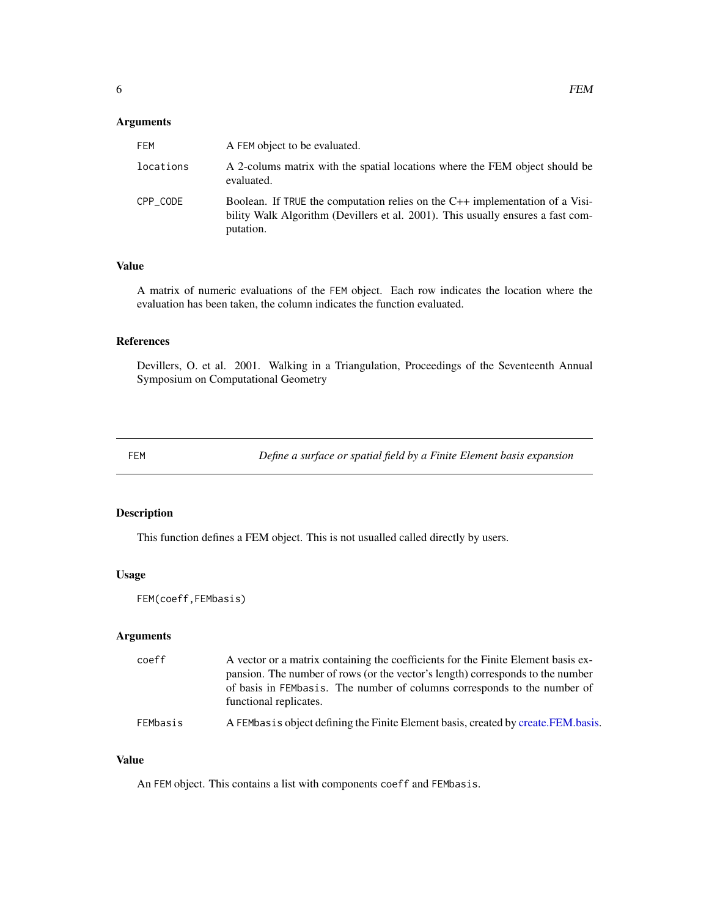### Arguments

| | |
|---|---|
| FEM | A FEM object to be evaluated. |
| locations | A 2-colums matrix with the spatial locations where the FEM object should be evaluated. |
| CPP_CODE | Boolean. If TRUE the computation relies on the C++ implementation of a Visibility Walk Algorithm (Devillers et al. 2001). This usually ensures a fast computation. |

### Value

A matrix of numeric evaluations of the FEM object. Each row indicates the location where the evaluation has been taken, the column indicates the function evaluated.

### References

Devillers, O. et al. 2001. Walking in a Triangulation, Proceedings of the Seventeenth Annual Symposium on Computational Geometry

---

## FEM — *Define a surface or spatial field by a Finite Element basis expansion*

---

### Description

This function defines a FEM object. This is not usualled called directly by users.

### Usage

```
FEM(coeff,FEMbasis)
```

### Arguments

| | |
|---|---|
| coeff | A vector or a matrix containing the coefficients for the Finite Element basis expansion. The number of rows (or the vector's length) corresponds to the number of basis in FEMbasis. The number of columns corresponds to the number of functional replicates. |
| FEMbasis | A FEMbasis object defining the Finite Element basis, created by create.FEM.basis. |

### Value

An FEM object. This contains a list with components coeff and FEMbasis.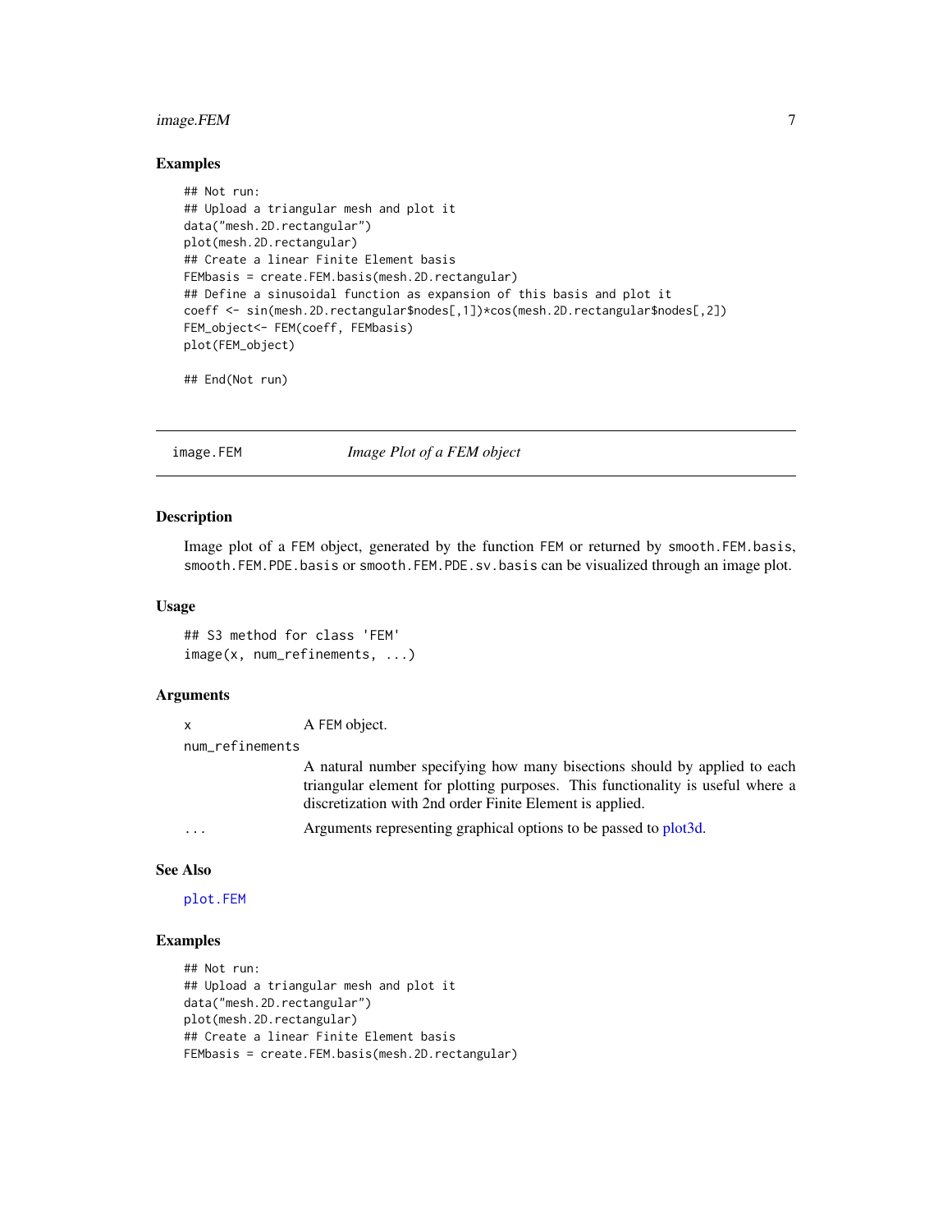### Examples

```
## Not run:
## Upload a triangular mesh and plot it
data("mesh.2D.rectangular")
plot(mesh.2D.rectangular)
## Create a linear Finite Element basis
FEMbasis = create.FEM.basis(mesh.2D.rectangular)
## Define a sinusoidal function as expansion of this basis and plot it
coeff <- sin(mesh.2D.rectangular$nodes[,1])*cos(mesh.2D.rectangular$nodes[,2])
FEM_object<- FEM(coeff, FEMbasis)
plot(FEM_object)

## End(Not run)
```

---

## image.FEM    *Image Plot of a FEM object*

---

### Description

Image plot of a FEM object, generated by the function FEM or returned by smooth.FEM.basis, smooth.FEM.PDE.basis or smooth.FEM.PDE.sv.basis can be visualized through an image plot.

### Usage

```
## S3 method for class 'FEM'
image(x, num_refinements, ...)
```

### Arguments

| | |
|---|---|
| x | A FEM object. |
| num_refinements | A natural number specifying how many bisections should by applied to each triangular element for plotting purposes. This functionality is useful where a discretization with 2nd order Finite Element is applied. |
| ... | Arguments representing graphical options to be passed to plot3d. |

### See Also

plot.FEM

### Examples

```
## Not run:
## Upload a triangular mesh and plot it
data("mesh.2D.rectangular")
plot(mesh.2D.rectangular)
## Create a linear Finite Element basis
FEMbasis = create.FEM.basis(mesh.2D.rectangular)
```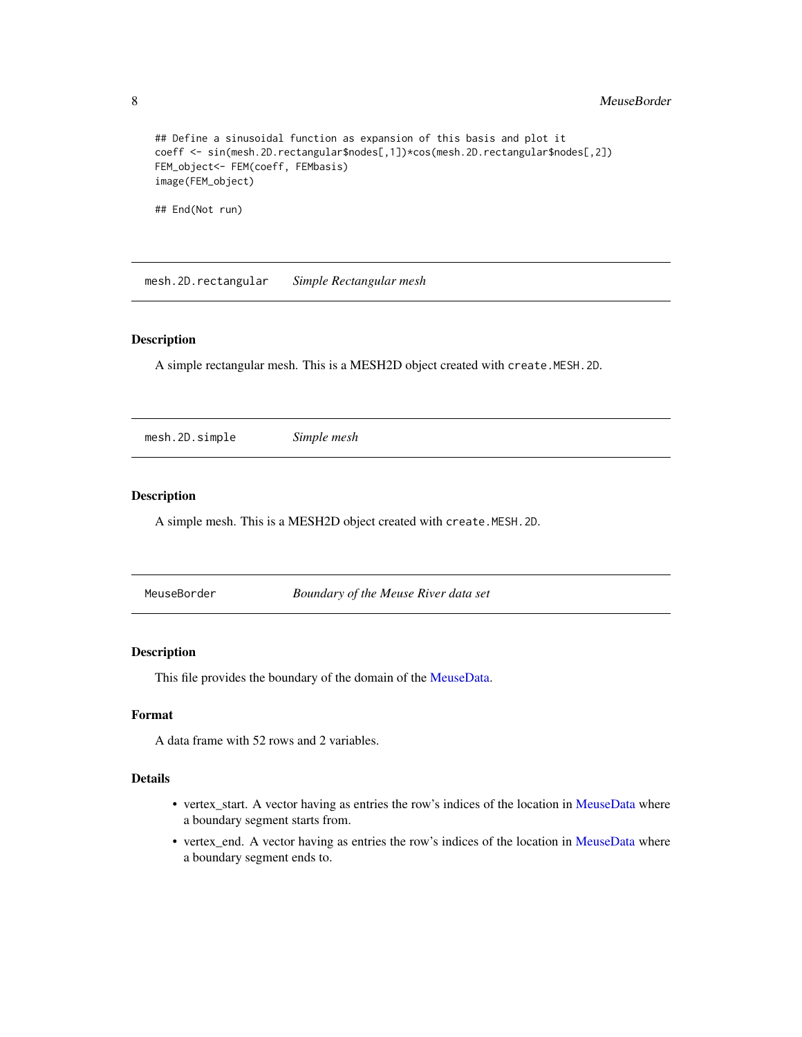```
## Define a sinusoidal function as expansion of this basis and plot it
coeff <- sin(mesh.2D.rectangular$nodes[,1])*cos(mesh.2D.rectangular$nodes[,2])
FEM_object<- FEM(coeff, FEMbasis)
image(FEM_object)

## End(Not run)
```

## mesh.2D.rectangular *Simple Rectangular mesh*

### Description

A simple rectangular mesh. This is a MESH2D object created with `create.MESH.2D`.

## mesh.2D.simple *Simple mesh*

### Description

A simple mesh. This is a MESH2D object created with `create.MESH.2D`.

## MeuseBorder *Boundary of the Meuse River data set*

### Description

This file provides the boundary of the domain of the MeuseData.

### Format

A data frame with 52 rows and 2 variables.

### Details

- vertex_start. A vector having as entries the row's indices of the location in MeuseData where a boundary segment starts from.
- vertex_end. A vector having as entries the row's indices of the location in MeuseData where a boundary segment ends to.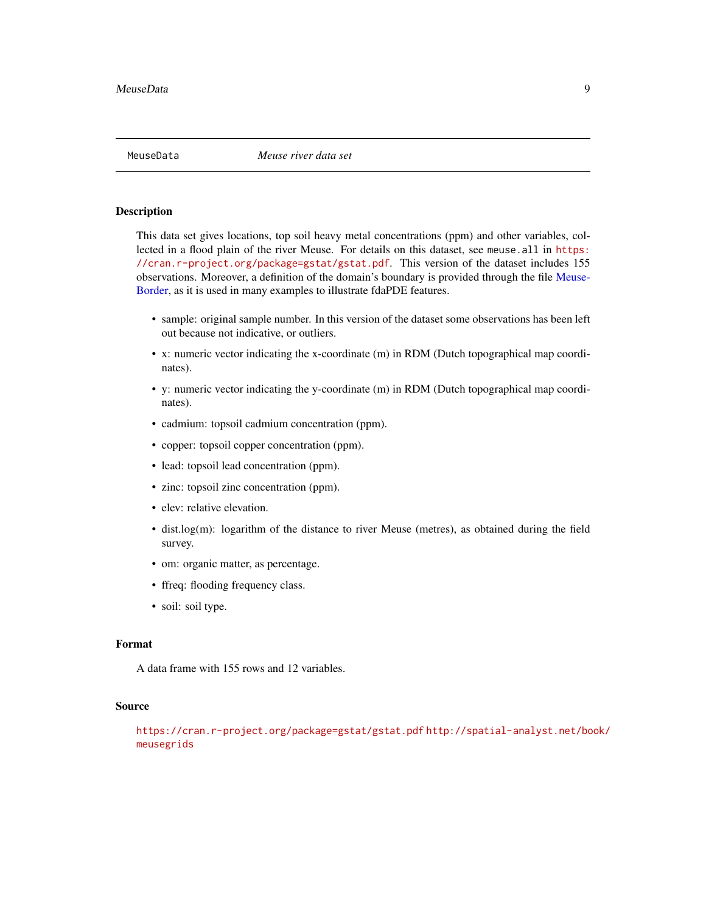## MeuseData &nbsp;&nbsp;&nbsp;&nbsp; *Meuse river data set*

### Description

This data set gives locations, top soil heavy metal concentrations (ppm) and other variables, collected in a flood plain of the river Meuse. For details on this dataset, see `meuse.all` in https://cran.r-project.org/package=gstat/gstat.pdf. This version of the dataset includes 155 observations. Moreover, a definition of the domain's boundary is provided through the file MeuseBorder, as it is used in many examples to illustrate fdaPDE features.

- sample: original sample number. In this version of the dataset some observations has been left out because not indicative, or outliers.
- x: numeric vector indicating the x-coordinate (m) in RDM (Dutch topographical map coordinates).
- y: numeric vector indicating the y-coordinate (m) in RDM (Dutch topographical map coordinates).
- cadmium: topsoil cadmium concentration (ppm).
- copper: topsoil copper concentration (ppm).
- lead: topsoil lead concentration (ppm).
- zinc: topsoil zinc concentration (ppm).
- elev: relative elevation.
- dist.log(m): logarithm of the distance to river Meuse (metres), as obtained during the field survey.
- om: organic matter, as percentage.
- ffreq: flooding frequency class.
- soil: soil type.

### Format

A data frame with 155 rows and 12 variables.

### Source

https://cran.r-project.org/package=gstat/gstat.pdf http://spatial-analyst.net/book/meusegrids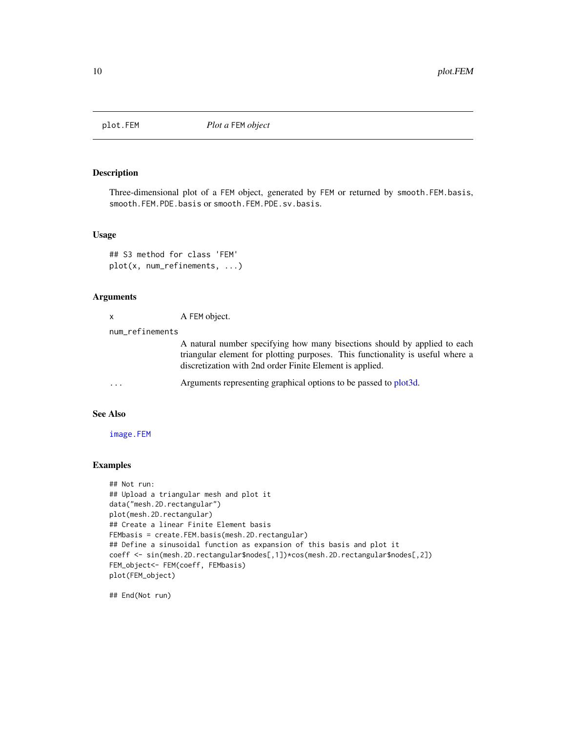# plot.FEM — *Plot a* FEM *object*

## Description

Three-dimensional plot of a FEM object, generated by FEM or returned by smooth.FEM.basis, smooth.FEM.PDE.basis or smooth.FEM.PDE.sv.basis.

## Usage

```
## S3 method for class 'FEM'
plot(x, num_refinements, ...)
```

## Arguments

| | |
|---|---|
| x | A FEM object. |
| num_refinements | A natural number specifying how many bisections should by applied to each triangular element for plotting purposes. This functionality is useful where a discretization with 2nd order Finite Element is applied. |
| ... | Arguments representing graphical options to be passed to plot3d. |

## See Also

image.FEM

## Examples

```
## Not run:
## Upload a triangular mesh and plot it
data("mesh.2D.rectangular")
plot(mesh.2D.rectangular)
## Create a linear Finite Element basis
FEMbasis = create.FEM.basis(mesh.2D.rectangular)
## Define a sinusoidal function as expansion of this basis and plot it
coeff <- sin(mesh.2D.rectangular$nodes[,1])*cos(mesh.2D.rectangular$nodes[,2])
FEM_object<- FEM(coeff, FEMbasis)
plot(FEM_object)

## End(Not run)
```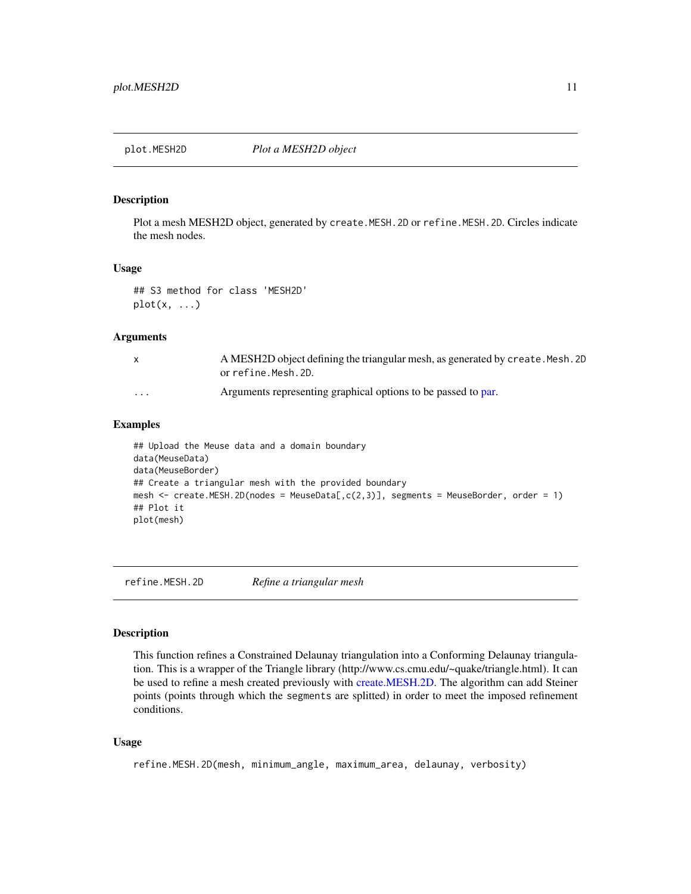## plot.MESH2D *Plot a MESH2D object*

### Description

Plot a mesh MESH2D object, generated by `create.MESH.2D` or `refine.MESH.2D`. Circles indicate the mesh nodes.

### Usage

```
## S3 method for class 'MESH2D'
plot(x, ...)
```

### Arguments

| | |
|---|---|
| `x` | A MESH2D object defining the triangular mesh, as generated by `create.Mesh.2D` or `refine.Mesh.2D`. |
| `...` | Arguments representing graphical options to be passed to par. |

### Examples

```
## Upload the Meuse data and a domain boundary
data(MeuseData)
data(MeuseBorder)
## Create a triangular mesh with the provided boundary
mesh <- create.MESH.2D(nodes = MeuseData[,c(2,3)], segments = MeuseBorder, order = 1)
## Plot it
plot(mesh)
```

## refine.MESH.2D *Refine a triangular mesh*

### Description

This function refines a Constrained Delaunay triangulation into a Conforming Delaunay triangulation. This is a wrapper of the Triangle library (http://www.cs.cmu.edu/~quake/triangle.html). It can be used to refine a mesh created previously with create.MESH.2D. The algorithm can add Steiner points (points through which the `segments` are splitted) in order to meet the imposed refinement conditions.

### Usage

```
refine.MESH.2D(mesh, minimum_angle, maximum_area, delaunay, verbosity)
```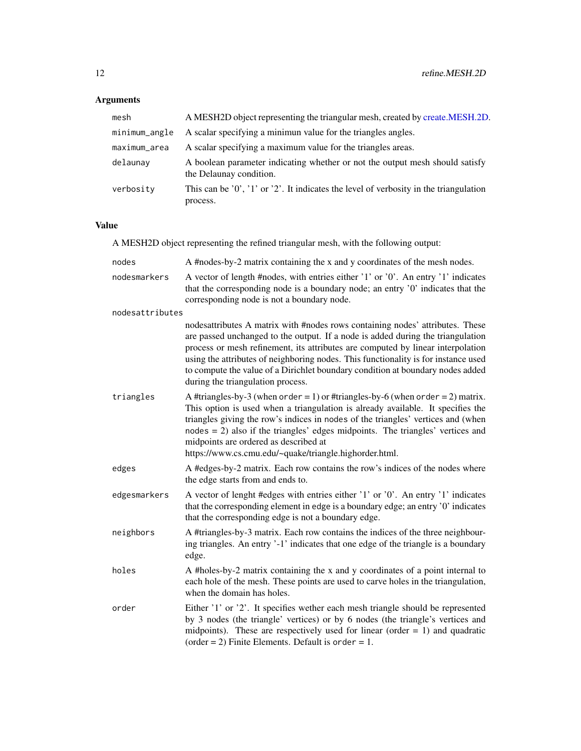## Arguments

| | |
|---|---|
| `mesh` | A MESH2D object representing the triangular mesh, created by create.MESH.2D. |
| `minimum_angle` | A scalar specifying a minimun value for the triangles angles. |
| `maximum_area` | A scalar specifying a maximum value for the triangles areas. |
| `delaunay` | A boolean parameter indicating whether or not the output mesh should satisfy the Delaunay condition. |
| `verbosity` | This can be '0', '1' or '2'. It indicates the level of verbosity in the triangulation process. |

## Value

A MESH2D object representing the refined triangular mesh, with the following output:

| | |
|---|---|
| `nodes` | A #nodes-by-2 matrix containing the x and y coordinates of the mesh nodes. |
| `nodesmarkers` | A vector of length #nodes, with entries either '1' or '0'. An entry '1' indicates that the corresponding node is a boundary node; an entry '0' indicates that the corresponding node is not a boundary node. |
| `nodesattributes` | nodesattributes A matrix with #nodes rows containing nodes' attributes. These are passed unchanged to the output. If a node is added during the triangulation process or mesh refinement, its attributes are computed by linear interpolation using the attributes of neighboring nodes. This functionality is for instance used to compute the value of a Dirichlet boundary condition at boundary nodes added during the triangulation process. |
| `triangles` | A #triangles-by-3 (when `order` = 1) or #triangles-by-6 (when `order` = 2) matrix. This option is used when a triangulation is already available. It specifies the triangles giving the row's indices in `nodes` of the triangles' vertices and (when `nodes` = 2) also if the triangles' edges midpoints. The triangles' vertices and midpoints are ordered as described at https://www.cs.cmu.edu/~quake/triangle.highorder.html. |
| `edges` | A #edges-by-2 matrix. Each row contains the row's indices of the nodes where the edge starts from and ends to. |
| `edgesmarkers` | A vector of lenght #edges with entries either '1' or '0'. An entry '1' indicates that the corresponding element in edge is a boundary edge; an entry '0' indicates that the corresponding edge is not a boundary edge. |
| `neighbors` | A #triangles-by-3 matrix. Each row contains the indices of the three neighbouring triangles. An entry '-1' indicates that one edge of the triangle is a boundary edge. |
| `holes` | A #holes-by-2 matrix containing the x and y coordinates of a point internal to each hole of the mesh. These points are used to carve holes in the triangulation, when the domain has holes. |
| `order` | Either '1' or '2'. It specifies wether each mesh triangle should be represented by 3 nodes (the triangle' vertices) or by 6 nodes (the triangle's vertices and midpoints). These are respectively used for linear (order = 1) and quadratic (order = 2) Finite Elements. Default is `order` = 1. |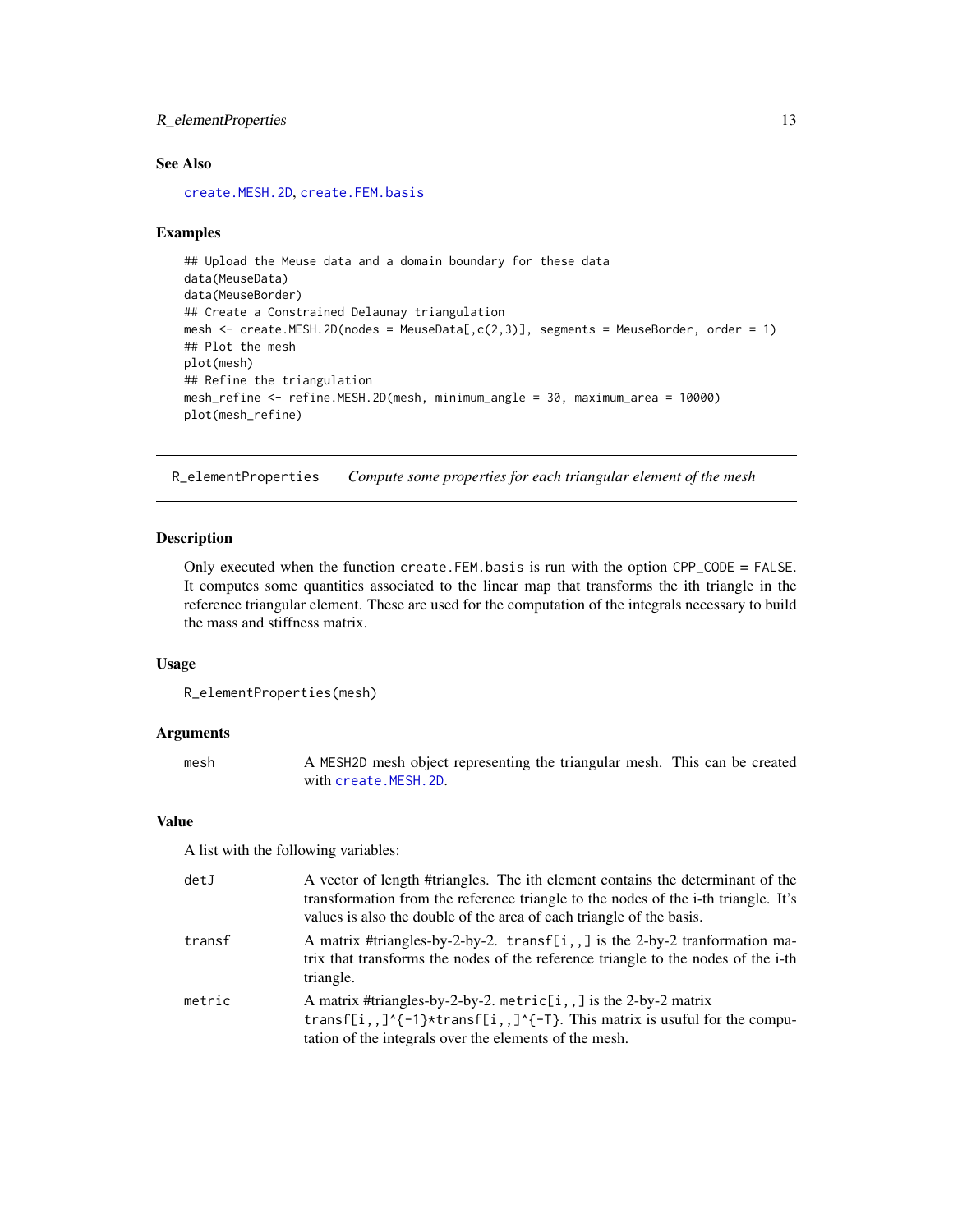### See Also

create.MESH.2D, create.FEM.basis

### Examples

```
## Upload the Meuse data and a domain boundary for these data
data(MeuseData)
data(MeuseBorder)
## Create a Constrained Delaunay triangulation
mesh <- create.MESH.2D(nodes = MeuseData[,c(2,3)], segments = MeuseBorder, order = 1)
## Plot the mesh
plot(mesh)
## Refine the triangulation
mesh_refine <- refine.MESH.2D(mesh, minimum_angle = 30, maximum_area = 10000)
plot(mesh_refine)
```

---

## R_elementProperties — *Compute some properties for each triangular element of the mesh*

### Description

Only executed when the function `create.FEM.basis` is run with the option `CPP_CODE = FALSE`. It computes some quantities associated to the linear map that transforms the ith triangle in the reference triangular element. These are used for the computation of the integrals necessary to build the mass and stiffness matrix.

### Usage

```
R_elementProperties(mesh)
```

### Arguments

| | |
|---|---|
| mesh | A `MESH2D` mesh object representing the triangular mesh. This can be created with create.MESH.2D. |

### Value

A list with the following variables:

| | |
|---|---|
| detJ | A vector of length #triangles. The ith element contains the determinant of the transformation from the reference triangle to the nodes of the i-th triangle. It's values is also the double of the area of each triangle of the basis. |
| transf | A matrix #triangles-by-2-by-2. `transf[i,,]` is the 2-by-2 tranformation matrix that transforms the nodes of the reference triangle to the nodes of the i-th triangle. |
| metric | A matrix #triangles-by-2-by-2. `metric[i,,]` is the 2-by-2 matrix `transf[i,,]^{-1}*transf[i,,]^{-T}`. This matrix is usuful for the computation of the integrals over the elements of the mesh. |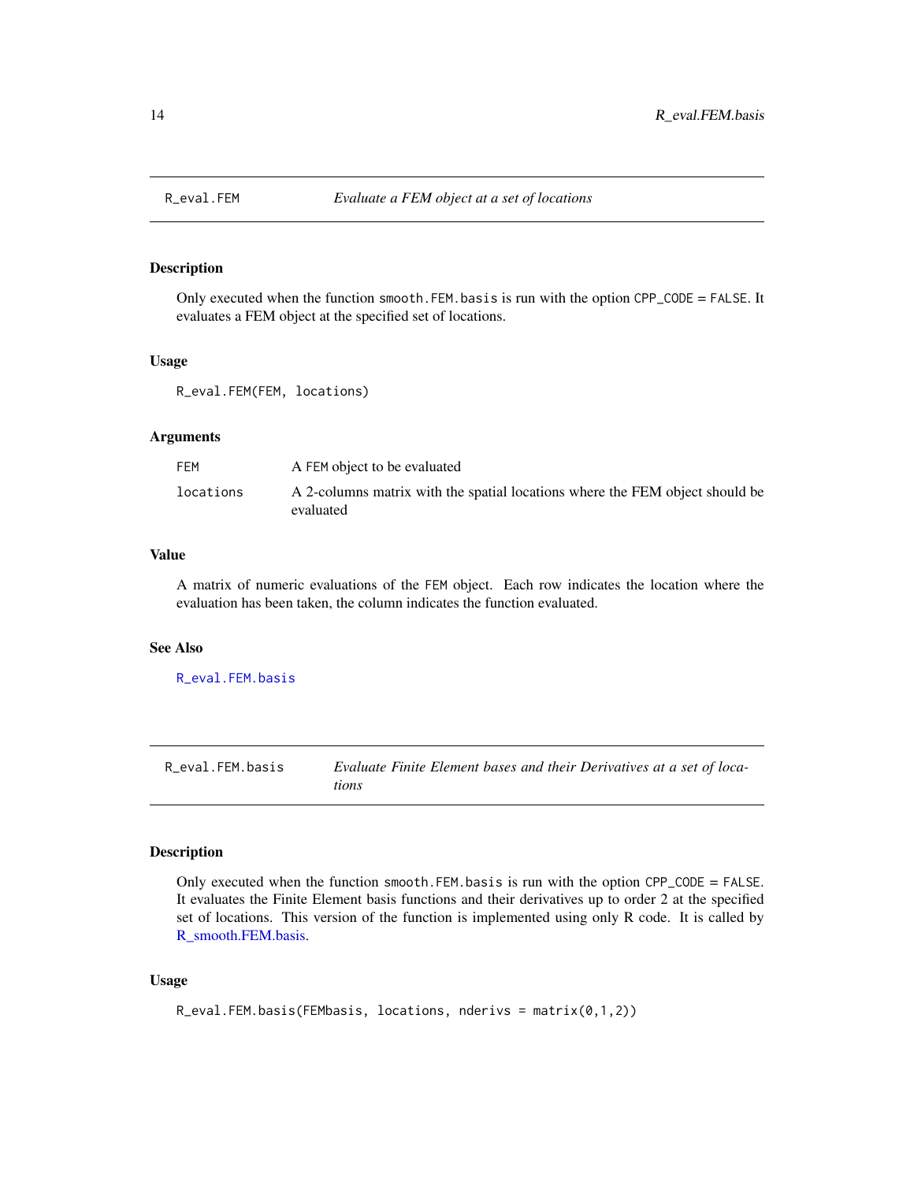## R_eval.FEM — *Evaluate a FEM object at a set of locations*

### Description

Only executed when the function `smooth.FEM.basis` is run with the option `CPP_CODE = FALSE`. It evaluates a FEM object at the specified set of locations.

### Usage

```
R_eval.FEM(FEM, locations)
```

### Arguments

| | |
|---|---|
| `FEM` | A `FEM` object to be evaluated |
| `locations` | A 2-columns matrix with the spatial locations where the FEM object should be evaluated |

### Value

A matrix of numeric evaluations of the `FEM` object. Each row indicates the location where the evaluation has been taken, the column indicates the function evaluated.

### See Also

`R_eval.FEM.basis`

## R_eval.FEM.basis — *Evaluate Finite Element bases and their Derivatives at a set of locations*

### Description

Only executed when the function `smooth.FEM.basis` is run with the option `CPP_CODE = FALSE`. It evaluates the Finite Element basis functions and their derivatives up to order 2 at the specified set of locations. This version of the function is implemented using only R code. It is called by R_smooth.FEM.basis.

### Usage

```
R_eval.FEM.basis(FEMbasis, locations, nderivs = matrix(0,1,2))
```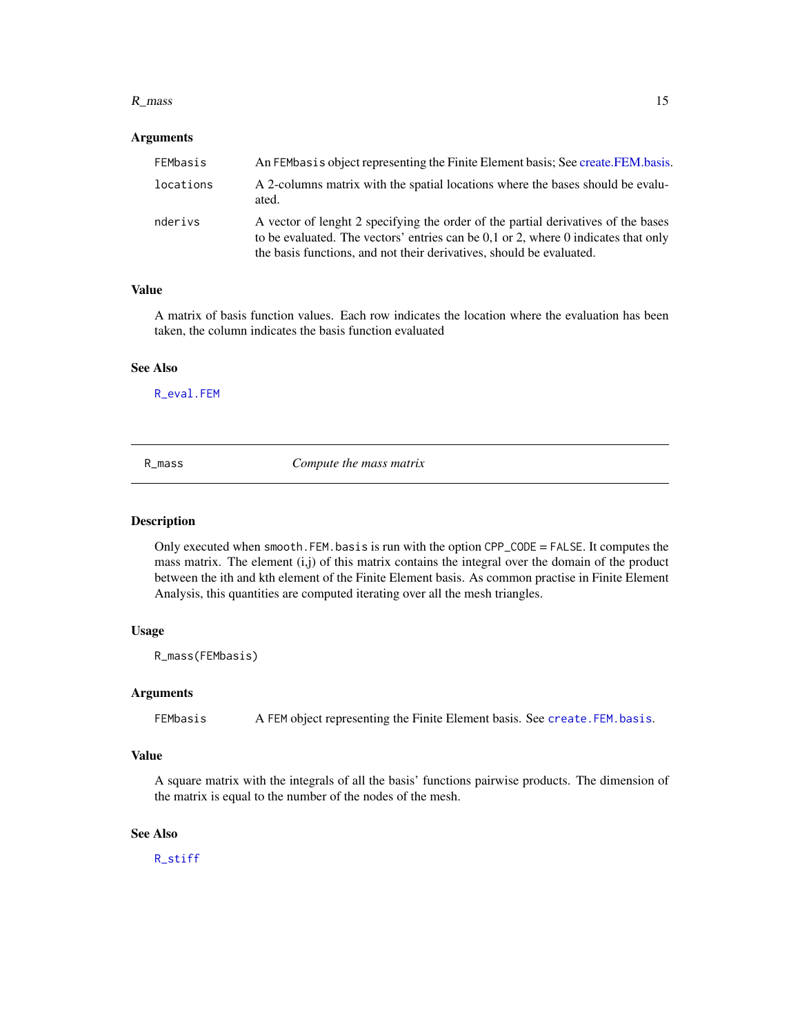### Arguments

| | |
|---|---|
| `FEMbasis` | An `FEMbasis` object representing the Finite Element basis; See create.FEM.basis. |
| `locations` | A 2-columns matrix with the spatial locations where the bases should be evaluated. |
| `nderivs` | A vector of lenght 2 specifying the order of the partial derivatives of the bases to be evaluated. The vectors' entries can be 0,1 or 2, where 0 indicates that only the basis functions, and not their derivatives, should be evaluated. |

### Value

A matrix of basis function values. Each row indicates the location where the evaluation has been taken, the column indicates the basis function evaluated

### See Also

`R_eval.FEM`

---

## `R_mass` — *Compute the mass matrix*

---

### Description

Only executed when `smooth.FEM.basis` is run with the option `CPP_CODE` = `FALSE`. It computes the mass matrix. The element (i,j) of this matrix contains the integral over the domain of the product between the ith and kth element of the Finite Element basis. As common practise in Finite Element Analysis, this quantities are computed iterating over all the mesh triangles.

### Usage

```
R_mass(FEMbasis)
```

### Arguments

| | |
|---|---|
| `FEMbasis` | A `FEM` object representing the Finite Element basis. See `create.FEM.basis`. |

### Value

A square matrix with the integrals of all the basis' functions pairwise products. The dimension of the matrix is equal to the number of the nodes of the mesh.

### See Also

`R_stiff`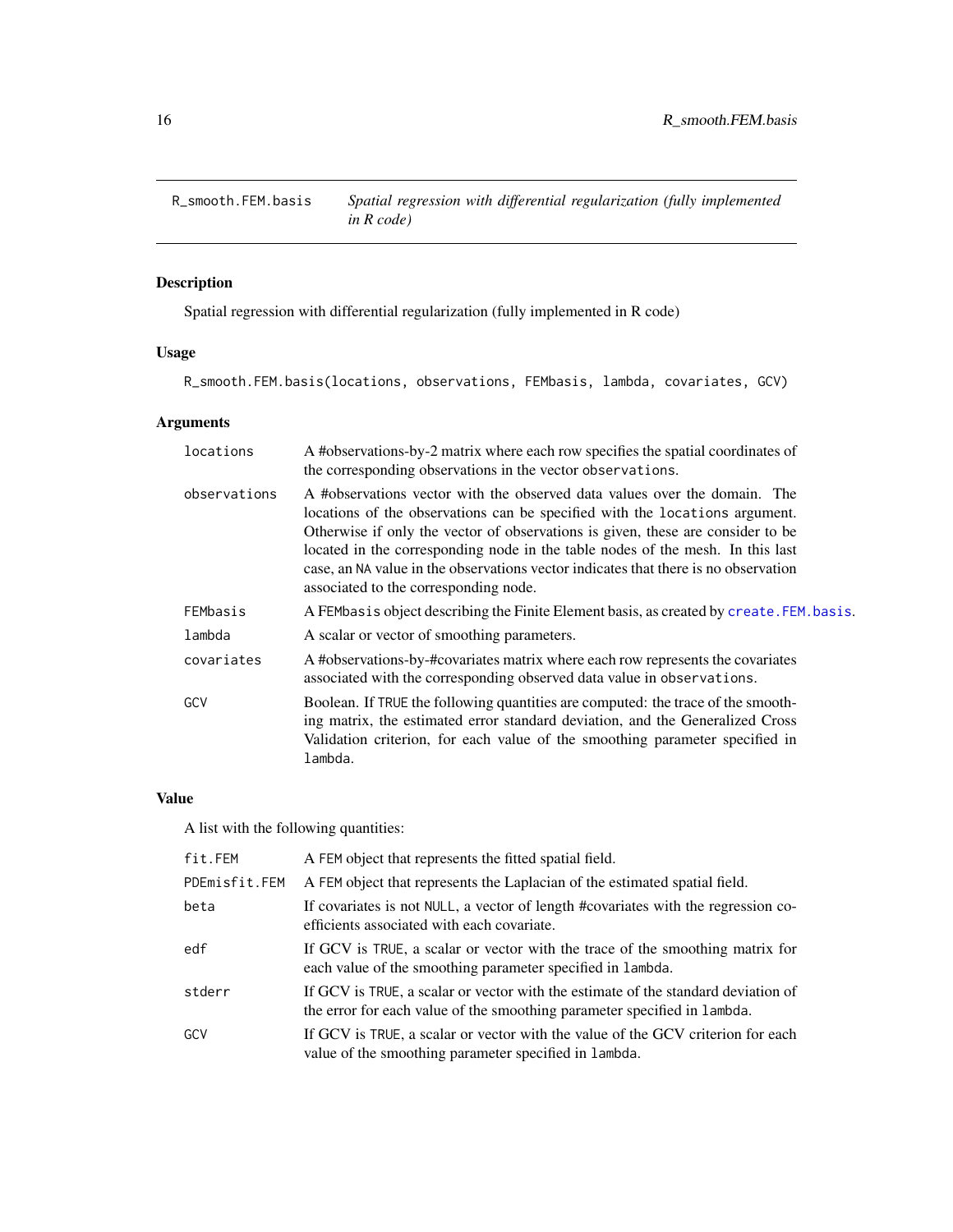## R_smooth.FEM.basis — *Spatial regression with differential regularization (fully implemented in R code)*

### Description

Spatial regression with differential regularization (fully implemented in R code)

### Usage

```
R_smooth.FEM.basis(locations, observations, FEMbasis, lambda, covariates, GCV)
```

### Arguments

| Argument | Description |
|---|---|
| `locations` | A #observations-by-2 matrix where each row specifies the spatial coordinates of the corresponding observations in the vector `observations`. |
| `observations` | A #observations vector with the observed data values over the domain. The locations of the observations can be specified with the `locations` argument. Otherwise if only the vector of observations is given, these are consider to be located in the corresponding node in the table nodes of the mesh. In this last case, an `NA` value in the observations vector indicates that there is no observation associated to the corresponding node. |
| `FEMbasis` | A `FEMbasis` object describing the Finite Element basis, as created by `create.FEM.basis`. |
| `lambda` | A scalar or vector of smoothing parameters. |
| `covariates` | A #observations-by-#covariates matrix where each row represents the covariates associated with the corresponding observed data value in `observations`. |
| `GCV` | Boolean. If `TRUE` the following quantities are computed: the trace of the smoothing matrix, the estimated error standard deviation, and the Generalized Cross Validation criterion, for each value of the smoothing parameter specified in `lambda`. |

### Value

A list with the following quantities:

| Name | Description |
|---|---|
| `fit.FEM` | A `FEM` object that represents the fitted spatial field. |
| `PDEmisfit.FEM` | A `FEM` object that represents the Laplacian of the estimated spatial field. |
| `beta` | If covariates is not `NULL`, a vector of length #covariates with the regression coefficients associated with each covariate. |
| `edf` | If GCV is `TRUE`, a scalar or vector with the trace of the smoothing matrix for each value of the smoothing parameter specified in `lambda`. |
| `stderr` | If GCV is `TRUE`, a scalar or vector with the estimate of the standard deviation of the error for each value of the smoothing parameter specified in `lambda`. |
| `GCV` | If GCV is `TRUE`, a scalar or vector with the value of the GCV criterion for each value of the smoothing parameter specified in `lambda`. |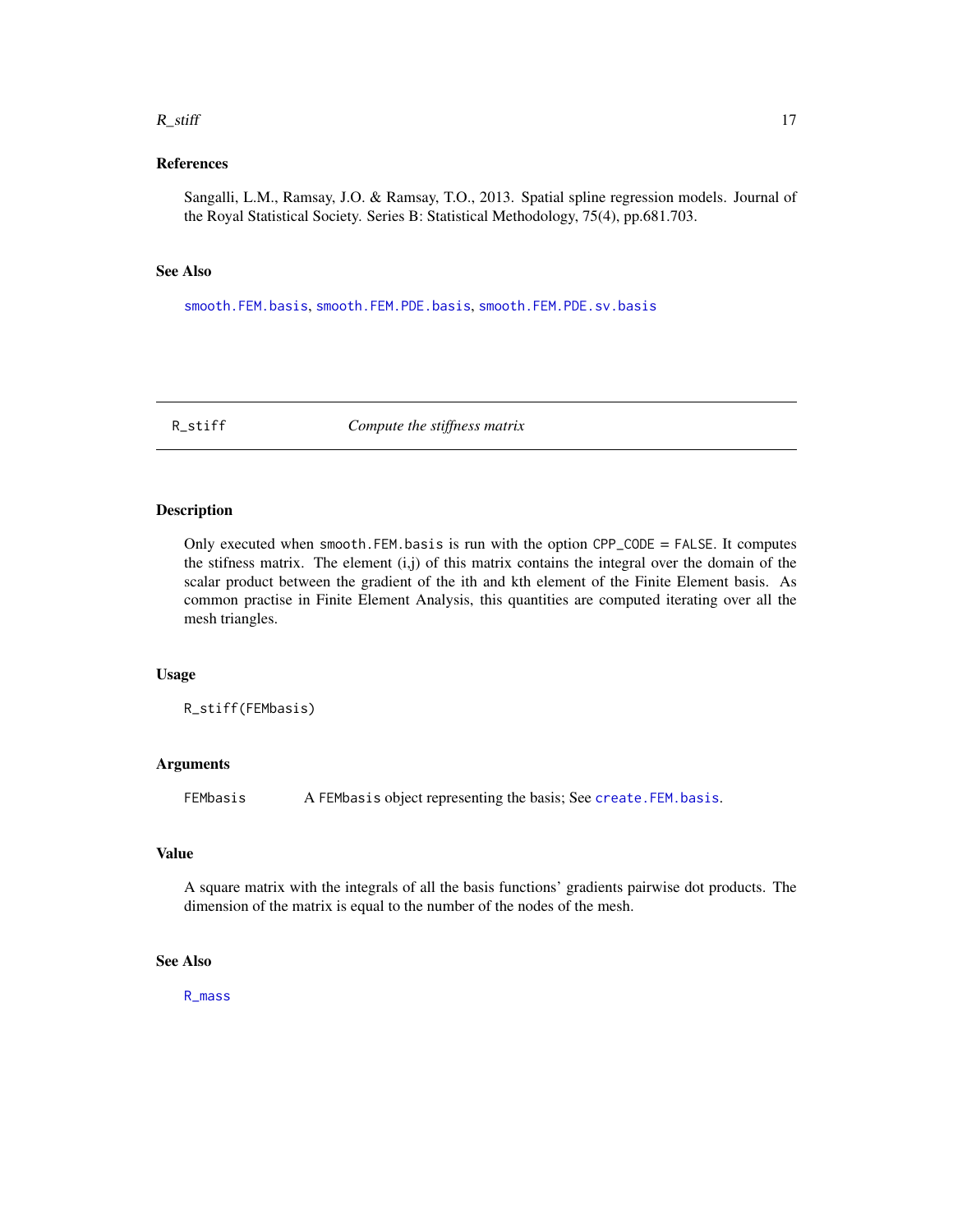## References

Sangalli, L.M., Ramsay, J.O. & Ramsay, T.O., 2013. Spatial spline regression models. Journal of the Royal Statistical Society. Series B: Statistical Methodology, 75(4), pp.681.703.

## See Also

smooth.FEM.basis, smooth.FEM.PDE.basis, smooth.FEM.PDE.sv.basis

---

# R_stiff — *Compute the stiffness matrix*

## Description

Only executed when `smooth.FEM.basis` is run with the option `CPP_CODE = FALSE`. It computes the stifness matrix. The element (i,j) of this matrix contains the integral over the domain of the scalar product between the gradient of the ith and kth element of the Finite Element basis. As common practise in Finite Element Analysis, this quantities are computed iterating over all the mesh triangles.

## Usage

```
R_stiff(FEMbasis)
```

## Arguments

| | |
|---|---|
| FEMbasis | A `FEMbasis` object representing the basis; See create.FEM.basis. |

## Value

A square matrix with the integrals of all the basis functions' gradients pairwise dot products. The dimension of the matrix is equal to the number of the nodes of the mesh.

## See Also

R_mass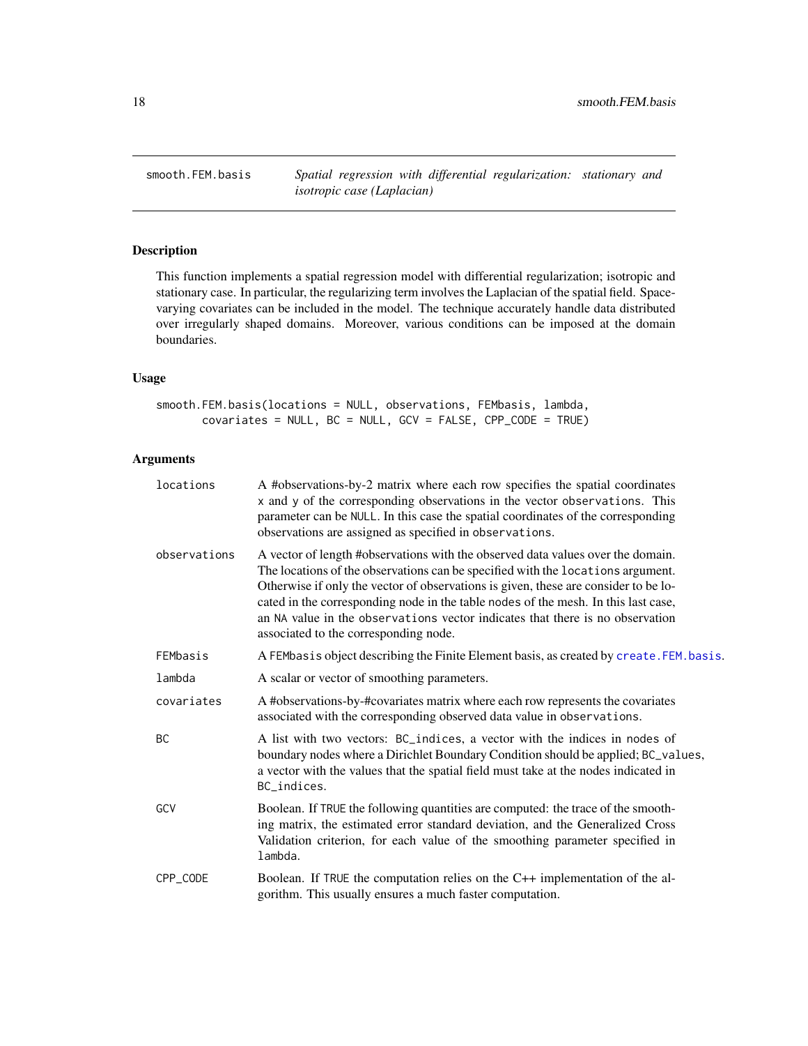## smooth.FEM.basis — *Spatial regression with differential regularization: stationary and isotropic case (Laplacian)*

### Description

This function implements a spatial regression model with differential regularization; isotropic and stationary case. In particular, the regularizing term involves the Laplacian of the spatial field. Space-varying covariates can be included in the model. The technique accurately handle data distributed over irregularly shaped domains. Moreover, various conditions can be imposed at the domain boundaries.

### Usage

```
smooth.FEM.basis(locations = NULL, observations, FEMbasis, lambda,
       covariates = NULL, BC = NULL, GCV = FALSE, CPP_CODE = TRUE)
```

### Arguments

| Argument | Description |
|---|---|
| `locations` | A #observations-by-2 matrix where each row specifies the spatial coordinates `x` and `y` of the corresponding observations in the vector `observations`. This parameter can be `NULL`. In this case the spatial coordinates of the corresponding observations are assigned as specified in `observations`. |
| `observations` | A vector of length #observations with the observed data values over the domain. The locations of the observations can be specified with the `locations` argument. Otherwise if only the vector of observations is given, these are consider to be located in the corresponding node in the table `nodes` of the mesh. In this last case, an `NA` value in the `observations` vector indicates that there is no observation associated to the corresponding node. |
| `FEMbasis` | A `FEMbasis` object describing the Finite Element basis, as created by `create.FEM.basis`. |
| `lambda` | A scalar or vector of smoothing parameters. |
| `covariates` | A #observations-by-#covariates matrix where each row represents the covariates associated with the corresponding observed data value in `observations`. |
| `BC` | A list with two vectors: `BC_indices`, a vector with the indices in `nodes` of boundary nodes where a Dirichlet Boundary Condition should be applied; `BC_values`, a vector with the values that the spatial field must take at the nodes indicated in `BC_indices`. |
| `GCV` | Boolean. If `TRUE` the following quantities are computed: the trace of the smoothing matrix, the estimated error standard deviation, and the Generalized Cross Validation criterion, for each value of the smoothing parameter specified in `lambda`. |
| `CPP_CODE` | Boolean. If `TRUE` the computation relies on the C++ implementation of the algorithm. This usually ensures a much faster computation. |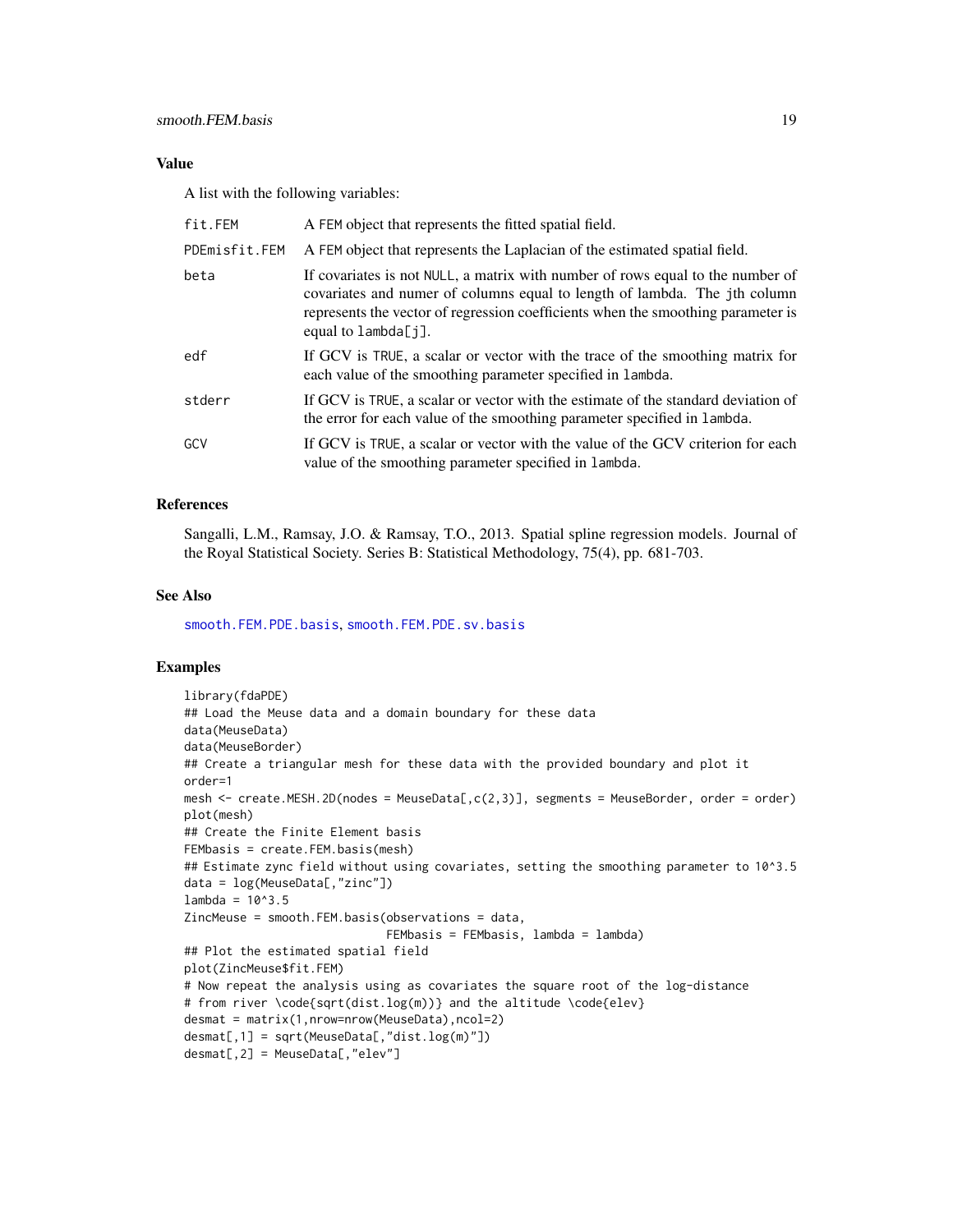### Value

A list with the following variables:

| | |
|---|---|
| fit.FEM | A FEM object that represents the fitted spatial field. |
| PDEmisfit.FEM | A FEM object that represents the Laplacian of the estimated spatial field. |
| beta | If covariates is not NULL, a matrix with number of rows equal to the number of covariates and numer of columns equal to length of lambda. The jth column represents the vector of regression coefficients when the smoothing parameter is equal to lambda[j]. |
| edf | If GCV is TRUE, a scalar or vector with the trace of the smoothing matrix for each value of the smoothing parameter specified in lambda. |
| stderr | If GCV is TRUE, a scalar or vector with the estimate of the standard deviation of the error for each value of the smoothing parameter specified in lambda. |
| GCV | If GCV is TRUE, a scalar or vector with the value of the GCV criterion for each value of the smoothing parameter specified in lambda. |

### References

Sangalli, L.M., Ramsay, J.O. & Ramsay, T.O., 2013. Spatial spline regression models. Journal of the Royal Statistical Society. Series B: Statistical Methodology, 75(4), pp. 681-703.

### See Also

smooth.FEM.PDE.basis, smooth.FEM.PDE.sv.basis

### Examples

```
library(fdaPDE)
## Load the Meuse data and a domain boundary for these data
data(MeuseData)
data(MeuseBorder)
## Create a triangular mesh for these data with the provided boundary and plot it
order=1
mesh <- create.MESH.2D(nodes = MeuseData[,c(2,3)], segments = MeuseBorder, order = order)
plot(mesh)
## Create the Finite Element basis
FEMbasis = create.FEM.basis(mesh)
## Estimate zync field without using covariates, setting the smoothing parameter to 10^3.5
data = log(MeuseData[,"zinc"])
lambda = 10^3.5
ZincMeuse = smooth.FEM.basis(observations = data,
                              FEMbasis = FEMbasis, lambda = lambda)
## Plot the estimated spatial field
plot(ZincMeuse$fit.FEM)
# Now repeat the analysis using as covariates the square root of the log-distance
# from river \code{sqrt(dist.log(m))} and the altitude \code{elev}
desmat = matrix(1,nrow=nrow(MeuseData),ncol=2)
desmat[,1] = sqrt(MeuseData[,"dist.log(m)"])
desmat[,2] = MeuseData[,"elev"]
```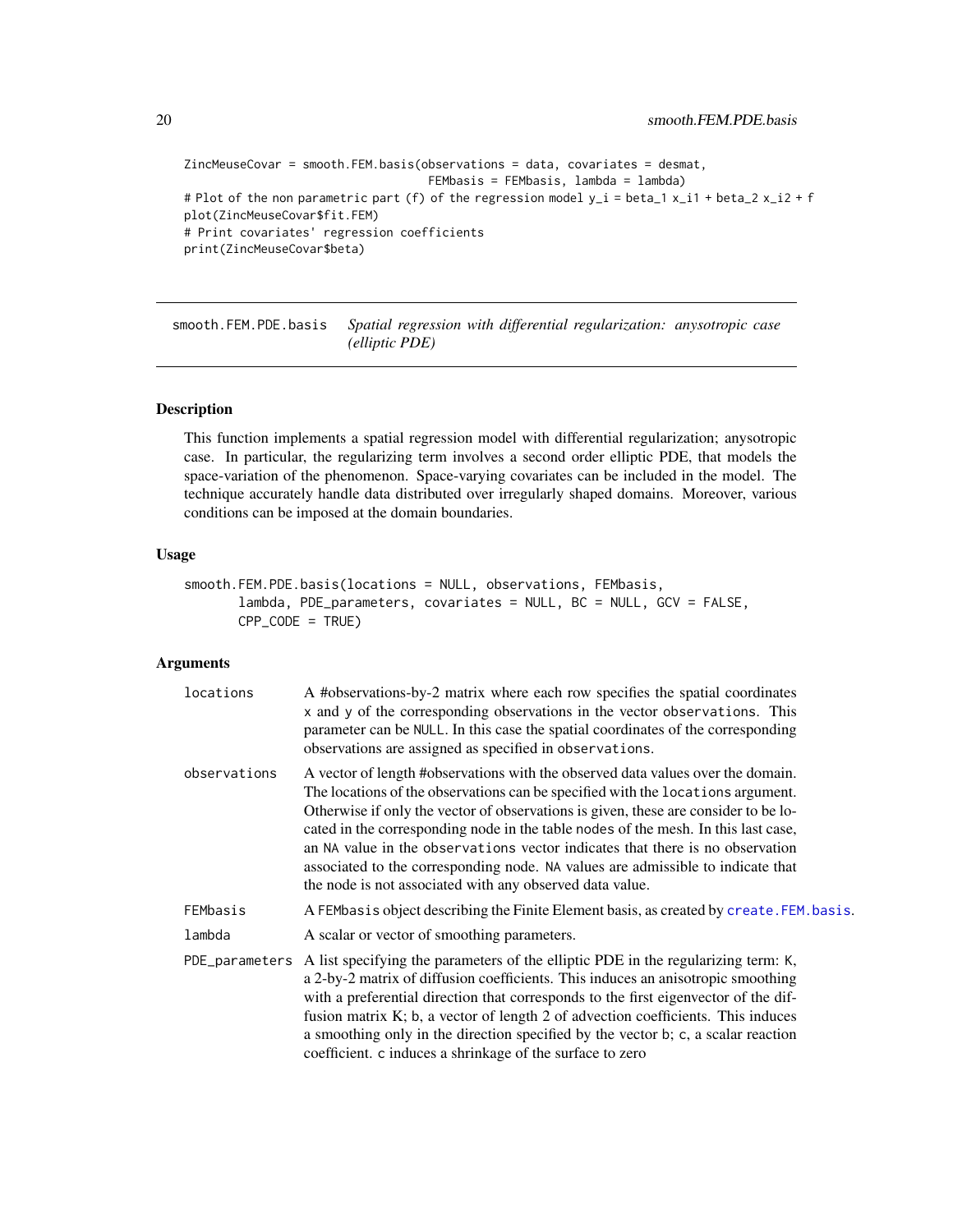```
ZincMeuseCovar = smooth.FEM.basis(observations = data, covariates = desmat,
                                  FEMbasis = FEMbasis, lambda = lambda)
# Plot of the non parametric part (f) of the regression model y_i = beta_1 x_i1 + beta_2 x_i2 + f
plot(ZincMeuseCovar$fit.FEM)
# Print covariates' regression coefficients
print(ZincMeuseCovar$beta)
```

---

## smooth.FEM.PDE.basis — *Spatial regression with differential regularization: anysotropic case (elliptic PDE)*

### Description

This function implements a spatial regression model with differential regularization; anysotropic case. In particular, the regularizing term involves a second order elliptic PDE, that models the space-variation of the phenomenon. Space-varying covariates can be included in the model. The technique accurately handle data distributed over irregularly shaped domains. Moreover, various conditions can be imposed at the domain boundaries.

### Usage

```
smooth.FEM.PDE.basis(locations = NULL, observations, FEMbasis,
       lambda, PDE_parameters, covariates = NULL, BC = NULL, GCV = FALSE,
       CPP_CODE = TRUE)
```

### Arguments

| | |
|---|---|
| `locations` | A #observations-by-2 matrix where each row specifies the spatial coordinates `x` and `y` of the corresponding observations in the vector `observations`. This parameter can be `NULL`. In this case the spatial coordinates of the corresponding observations are assigned as specified in `observations`. |
| `observations` | A vector of length #observations with the observed data values over the domain. The locations of the observations can be specified with the `locations` argument. Otherwise if only the vector of observations is given, these are consider to be located in the corresponding node in the table `nodes` of the mesh. In this last case, an `NA` value in the `observations` vector indicates that there is no observation associated to the corresponding node. `NA` values are admissible to indicate that the node is not associated with any observed data value. |
| `FEMbasis` | A `FEMbasis` object describing the Finite Element basis, as created by `create.FEM.basis`. |
| `lambda` | A scalar or vector of smoothing parameters. |
| `PDE_parameters` | A list specifying the parameters of the elliptic PDE in the regularizing term: `K`, a 2-by-2 matrix of diffusion coefficients. This induces an anisotropic smoothing with a preferential direction that corresponds to the first eigenvector of the diffusion matrix K; `b`, a vector of length 2 of advection coefficients. This induces a smoothing only in the direction specified by the vector `b`; `c`, a scalar reaction coefficient. `c` induces a shrinkage of the surface to zero |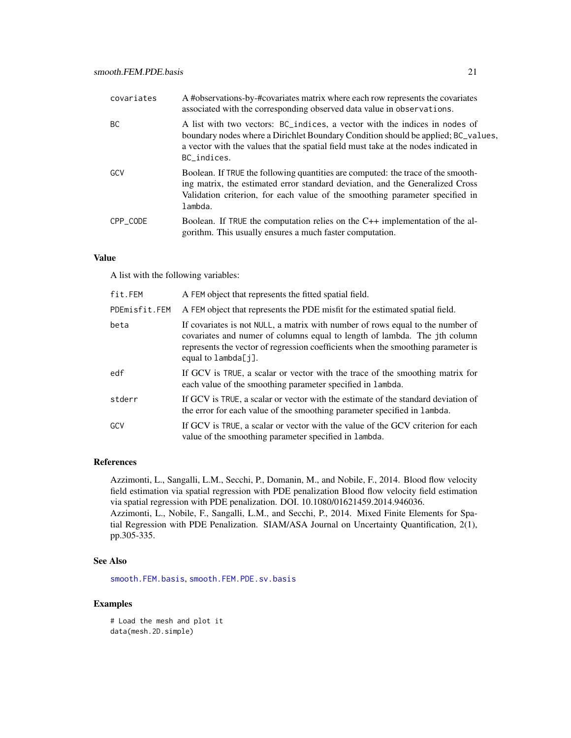| | |
|---|---|
| covariates | A #observations-by-#covariates matrix where each row represents the covariates associated with the corresponding observed data value in `observations`. |
| BC | A list with two vectors: `BC_indices`, a vector with the indices in `nodes` of boundary nodes where a Dirichlet Boundary Condition should be applied; `BC_values`, a vector with the values that the spatial field must take at the nodes indicated in `BC_indices`. |
| GCV | Boolean. If `TRUE` the following quantities are computed: the trace of the smoothing matrix, the estimated error standard deviation, and the Generalized Cross Validation criterion, for each value of the smoothing parameter specified in `lambda`. |
| CPP_CODE | Boolean. If `TRUE` the computation relies on the C++ implementation of the algorithm. This usually ensures a much faster computation. |

### Value

A list with the following variables:

| | |
|---|---|
| fit.FEM | A `FEM` object that represents the fitted spatial field. |
| PDEmisfit.FEM | A `FEM` object that represents the PDE misfit for the estimated spatial field. |
| beta | If covariates is not `NULL`, a matrix with number of rows equal to the number of covariates and numer of columns equal to length of lambda. The `j`th column represents the vector of regression coefficients when the smoothing parameter is equal to `lambda[j]`. |
| edf | If GCV is `TRUE`, a scalar or vector with the trace of the smoothing matrix for each value of the smoothing parameter specified in `lambda`. |
| stderr | If GCV is `TRUE`, a scalar or vector with the estimate of the standard deviation of the error for each value of the smoothing parameter specified in `lambda`. |
| GCV | If GCV is `TRUE`, a scalar or vector with the value of the GCV criterion for each value of the smoothing parameter specified in `lambda`. |

### References

Azzimonti, L., Sangalli, L.M., Secchi, P., Domanin, M., and Nobile, F., 2014. Blood flow velocity field estimation via spatial regression with PDE penalization Blood flow velocity field estimation via spatial regression with PDE penalization. DOI. 10.1080/01621459.2014.946036.
Azzimonti, L., Nobile, F., Sangalli, L.M., and Secchi, P., 2014. Mixed Finite Elements for Spatial Regression with PDE Penalization. SIAM/ASA Journal on Uncertainty Quantification, 2(1), pp.305-335.

### See Also

`smooth.FEM.basis`, `smooth.FEM.PDE.sv.basis`

### Examples

```
# Load the mesh and plot it
data(mesh.2D.simple)
```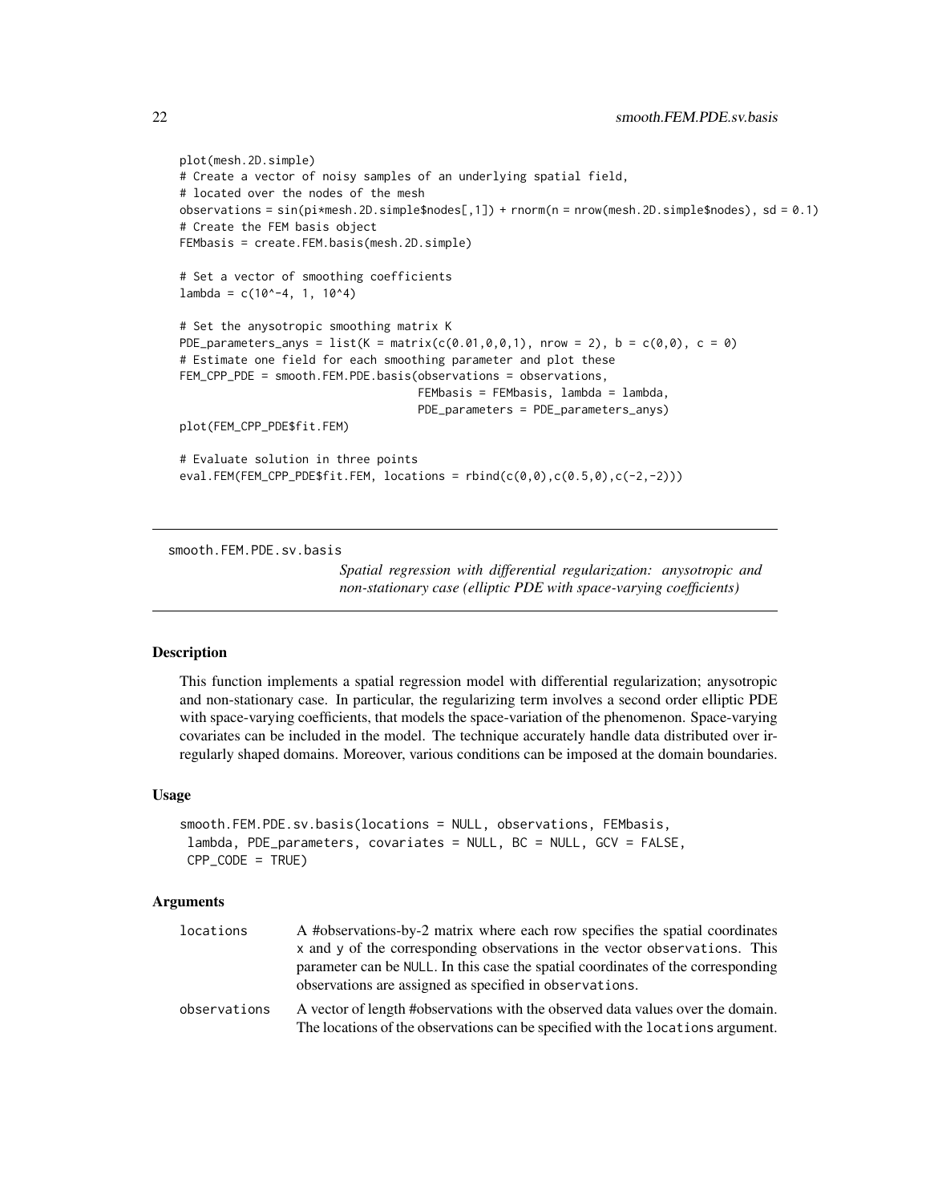```
plot(mesh.2D.simple)
# Create a vector of noisy samples of an underlying spatial field,
# located over the nodes of the mesh
observations = sin(pi*mesh.2D.simple$nodes[,1]) + rnorm(n = nrow(mesh.2D.simple$nodes), sd = 0.1)
# Create the FEM basis object
FEMbasis = create.FEM.basis(mesh.2D.simple)

# Set a vector of smoothing coefficients
lambda = c(10^-4, 1, 10^4)

# Set the anysotropic smoothing matrix K
PDE_parameters_anys = list(K = matrix(c(0.01,0,0,1), nrow = 2), b = c(0,0), c = 0)
# Estimate one field for each smoothing parameter and plot these
FEM_CPP_PDE = smooth.FEM.PDE.basis(observations = observations,
                                   FEMbasis = FEMbasis, lambda = lambda,
                                   PDE_parameters = PDE_parameters_anys)
plot(FEM_CPP_PDE$fit.FEM)

# Evaluate solution in three points
eval.FEM(FEM_CPP_PDE$fit.FEM, locations = rbind(c(0,0),c(0.5,0),c(-2,-2)))
```

## smooth.FEM.PDE.sv.basis

*Spatial regression with differential regularization: anysotropic and non-stationary case (elliptic PDE with space-varying coefficients)*

### Description

This function implements a spatial regression model with differential regularization; anysotropic and non-stationary case. In particular, the regularizing term involves a second order elliptic PDE with space-varying coefficients, that models the space-variation of the phenomenon. Space-varying covariates can be included in the model. The technique accurately handle data distributed over irregularly shaped domains. Moreover, various conditions can be imposed at the domain boundaries.

### Usage

```
smooth.FEM.PDE.sv.basis(locations = NULL, observations, FEMbasis,
 lambda, PDE_parameters, covariates = NULL, BC = NULL, GCV = FALSE,
 CPP_CODE = TRUE)
```

### Arguments

| | |
|---|---|
| `locations` | A #observations-by-2 matrix where each row specifies the spatial coordinates `x` and `y` of the corresponding observations in the vector `observations`. This parameter can be `NULL`. In this case the spatial coordinates of the corresponding observations are assigned as specified in `observations`. |
| `observations` | A vector of length #observations with the observed data values over the domain. The locations of the observations can be specified with the `locations` argument. |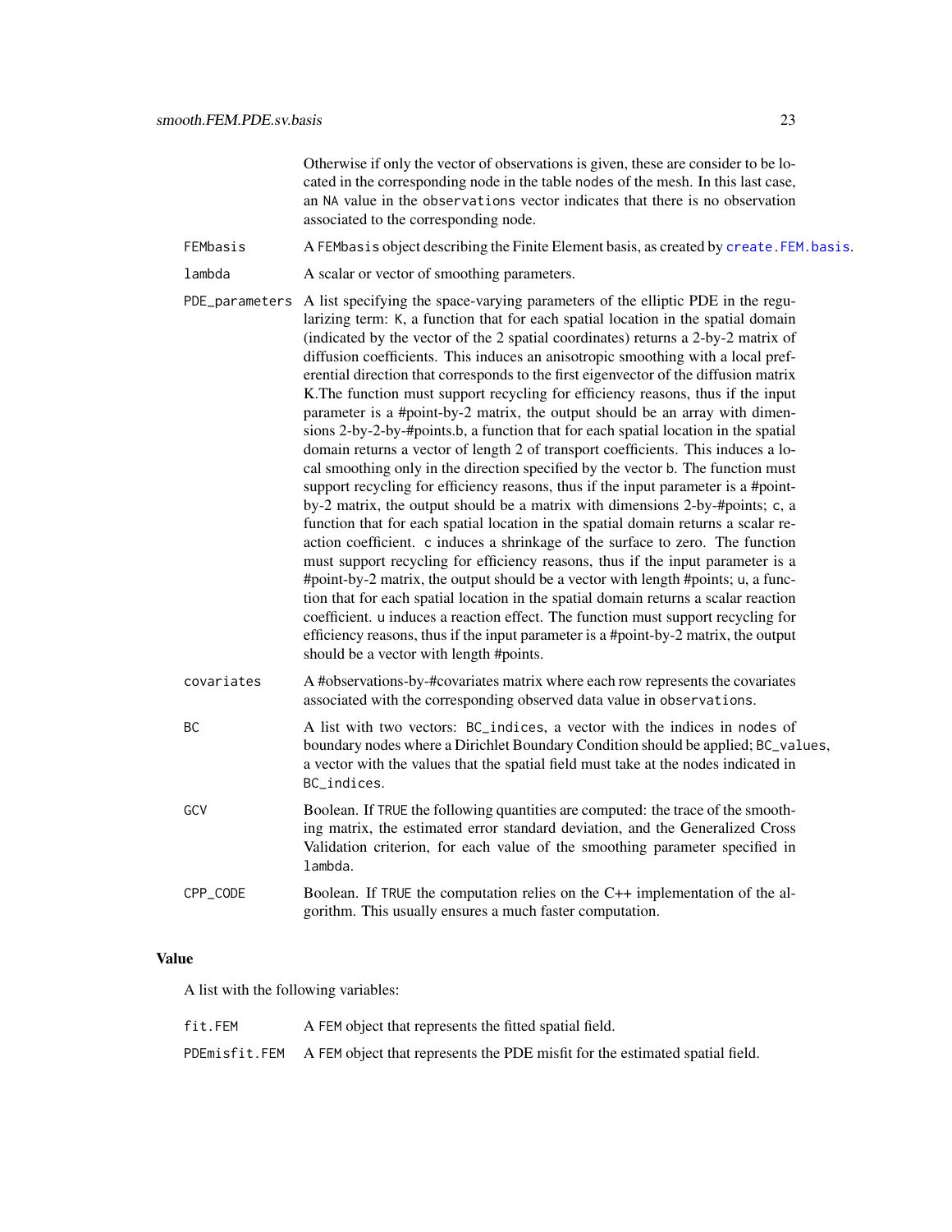Otherwise if only the vector of observations is given, these are consider to be located in the corresponding node in the table `nodes` of the mesh. In this last case, an `NA` value in the `observations` vector indicates that there is no observation associated to the corresponding node.

`FEMbasis`
: A `FEMbasis` object describing the Finite Element basis, as created by `create.FEM.basis`.

`lambda`
: A scalar or vector of smoothing parameters.

`PDE_parameters`
: A list specifying the space-varying parameters of the elliptic PDE in the regularizing term: `K`, a function that for each spatial location in the spatial domain (indicated by the vector of the 2 spatial coordinates) returns a 2-by-2 matrix of diffusion coefficients. This induces an anisotropic smoothing with a local preferential direction that corresponds to the first eigenvector of the diffusion matrix K.The function must support recycling for efficiency reasons, thus if the input parameter is a #point-by-2 matrix, the output should be an array with dimensions 2-by-2-by-#points.`b`, a function that for each spatial location in the spatial domain returns a vector of length 2 of transport coefficients. This induces a local smoothing only in the direction specified by the vector `b`. The function must support recycling for efficiency reasons, thus if the input parameter is a #point-by-2 matrix, the output should be a matrix with dimensions 2-by-#points; `c`, a function that for each spatial location in the spatial domain returns a scalar reaction coefficient. `c` induces a shrinkage of the surface to zero. The function must support recycling for efficiency reasons, thus if the input parameter is a #point-by-2 matrix, the output should be a vector with length #points; `u`, a function that for each spatial location in the spatial domain returns a scalar reaction coefficient. `u` induces a reaction effect. The function must support recycling for efficiency reasons, thus if the input parameter is a #point-by-2 matrix, the output should be a vector with length #points.

`covariates`
: A #observations-by-#covariates matrix where each row represents the covariates associated with the corresponding observed data value in `observations`.

`BC`
: A list with two vectors: `BC_indices`, a vector with the indices in `nodes` of boundary nodes where a Dirichlet Boundary Condition should be applied; `BC_values`, a vector with the values that the spatial field must take at the nodes indicated in `BC_indices`.

`GCV`
: Boolean. If `TRUE` the following quantities are computed: the trace of the smoothing matrix, the estimated error standard deviation, and the Generalized Cross Validation criterion, for each value of the smoothing parameter specified in `lambda`.

`CPP_CODE`
: Boolean. If `TRUE` the computation relies on the C++ implementation of the algorithm. This usually ensures a much faster computation.

## Value

A list with the following variables:

`fit.FEM`
: A `FEM` object that represents the fitted spatial field.

`PDEmisfit.FEM`
: A `FEM` object that represents the PDE misfit for the estimated spatial field.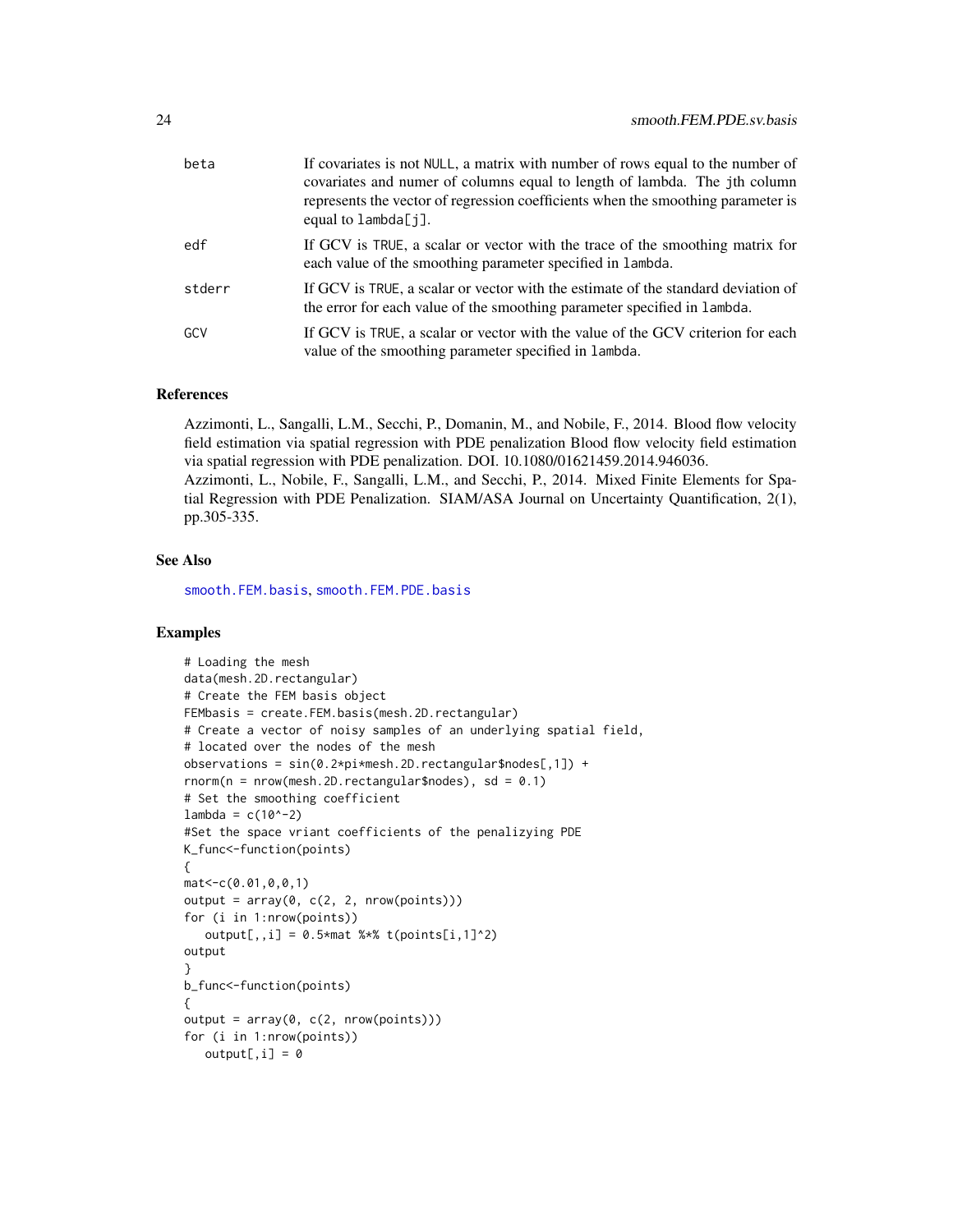| | |
|---|---|
| beta | If covariates is not NULL, a matrix with number of rows equal to the number of covariates and numer of columns equal to length of lambda. The jth column represents the vector of regression coefficients when the smoothing parameter is equal to lambda[j]. |
| edf | If GCV is TRUE, a scalar or vector with the trace of the smoothing matrix for each value of the smoothing parameter specified in lambda. |
| stderr | If GCV is TRUE, a scalar or vector with the estimate of the standard deviation of the error for each value of the smoothing parameter specified in lambda. |
| GCV | If GCV is TRUE, a scalar or vector with the value of the GCV criterion for each value of the smoothing parameter specified in lambda. |

## References

Azzimonti, L., Sangalli, L.M., Secchi, P., Domanin, M., and Nobile, F., 2014. Blood flow velocity field estimation via spatial regression with PDE penalization Blood flow velocity field estimation via spatial regression with PDE penalization. DOI. 10.1080/01621459.2014.946036.
Azzimonti, L., Nobile, F., Sangalli, L.M., and Secchi, P., 2014. Mixed Finite Elements for Spatial Regression with PDE Penalization. SIAM/ASA Journal on Uncertainty Quantification, 2(1), pp.305-335.

## See Also

smooth.FEM.basis, smooth.FEM.PDE.basis

## Examples

```
# Loading the mesh
data(mesh.2D.rectangular)
# Create the FEM basis object
FEMbasis = create.FEM.basis(mesh.2D.rectangular)
# Create a vector of noisy samples of an underlying spatial field,
# located over the nodes of the mesh
observations = sin(0.2*pi*mesh.2D.rectangular$nodes[,1]) +
rnorm(n = nrow(mesh.2D.rectangular$nodes), sd = 0.1)
# Set the smoothing coefficient
lambda = c(10^-2)
#Set the space vriant coefficients of the penalizying PDE
K_func<-function(points)
{
mat<-c(0.01,0,0,1)
output = array(0, c(2, 2, nrow(points)))
for (i in 1:nrow(points))
   output[,,i] = 0.5*mat %*% t(points[i,1]^2)
output
}
b_func<-function(points)
{
output = array(0, c(2, nrow(points)))
for (i in 1:nrow(points))
   output[,i] = 0
```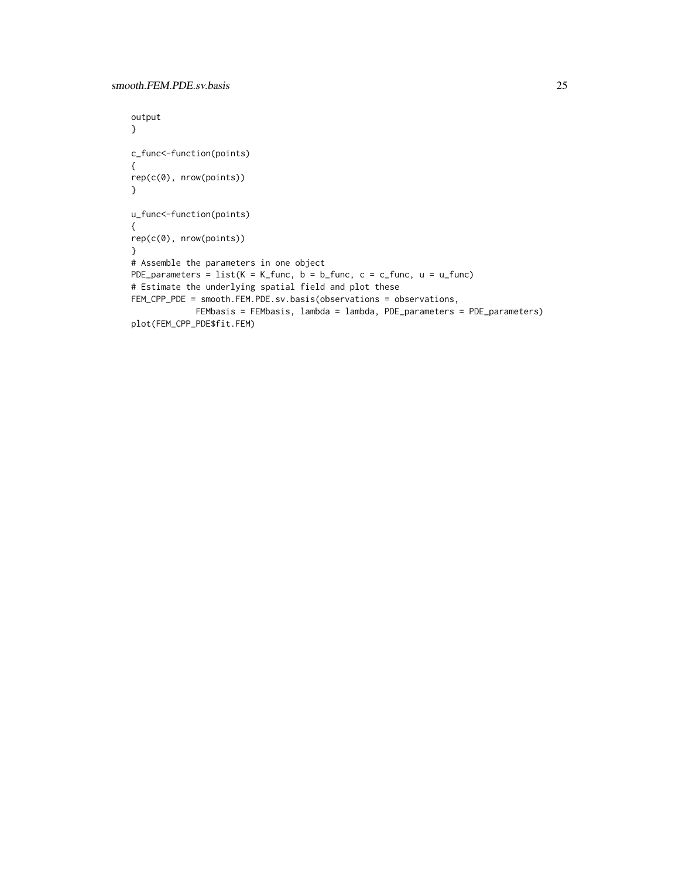```
output
}

c_func<-function(points)
{
rep(c(0), nrow(points))
}

u_func<-function(points)
{
rep(c(0), nrow(points))
}
# Assemble the parameters in one object
PDE_parameters = list(K = K_func, b = b_func, c = c_func, u = u_func)
# Estimate the underlying spatial field and plot these
FEM_CPP_PDE = smooth.FEM.PDE.sv.basis(observations = observations,
            FEMbasis = FEMbasis, lambda = lambda, PDE_parameters = PDE_parameters)
plot(FEM_CPP_PDE$fit.FEM)
```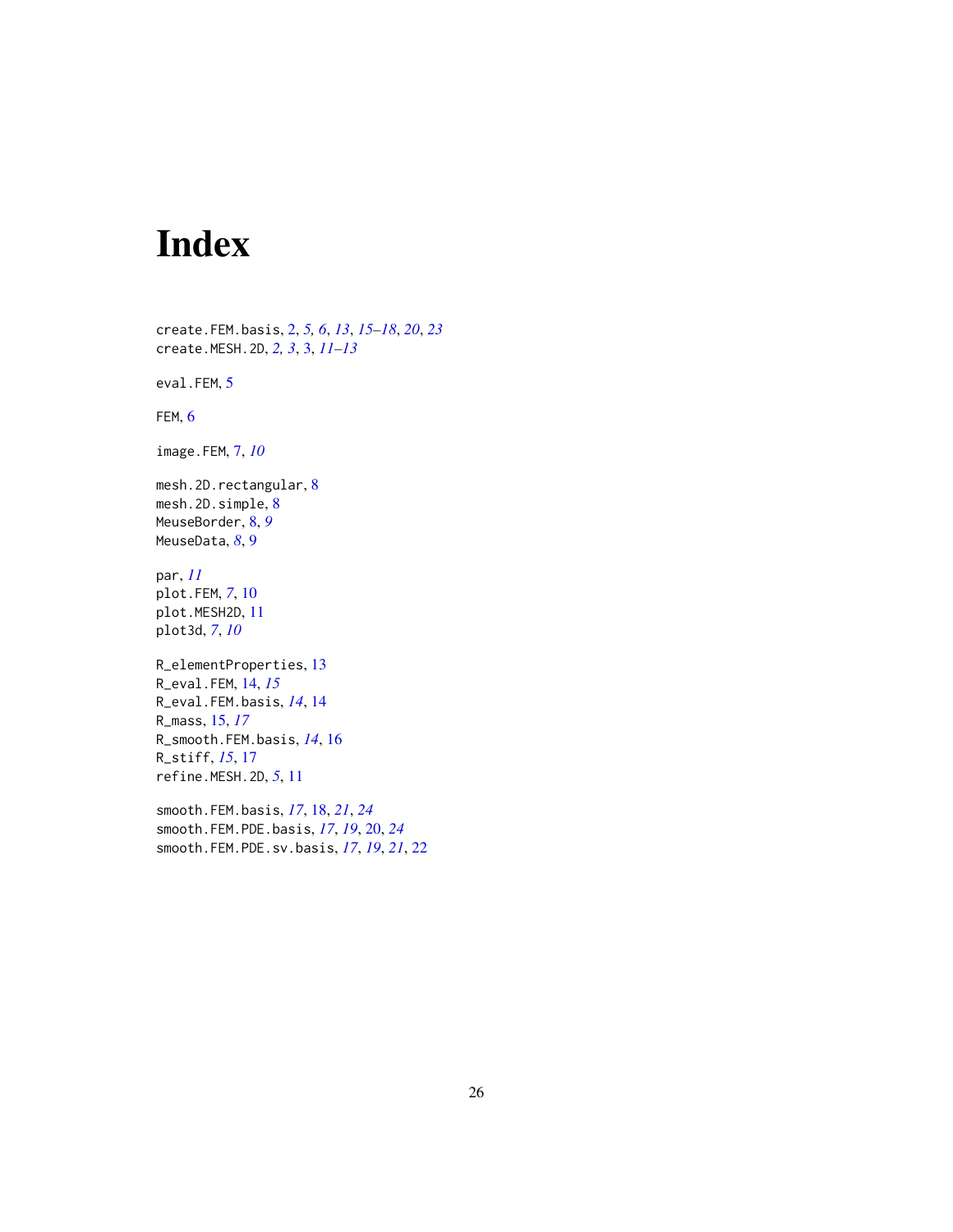# Index

create.FEM.basis, 2, *5, 6*, *13*, *15–18*, *20*, *23*
create.MESH.2D, *2, 3*, 3, *11–13*

eval.FEM, 5

FEM, 6

image.FEM, 7, *10*

mesh.2D.rectangular, 8
mesh.2D.simple, 8
MeuseBorder, 8, *9*
MeuseData, *8*, 9

par, *11*
plot.FEM, *7*, 10
plot.MESH2D, 11
plot3d, *7*, *10*

R_elementProperties, 13
R_eval.FEM, 14, *15*
R_eval.FEM.basis, *14*, 14
R_mass, 15, *17*
R_smooth.FEM.basis, *14*, 16
R_stiff, *15*, 17
refine.MESH.2D, *5*, 11

smooth.FEM.basis, *17*, 18, *21*, *24*
smooth.FEM.PDE.basis, *17*, *19*, 20, *24*
smooth.FEM.PDE.sv.basis, *17*, *19*, *21*, 22